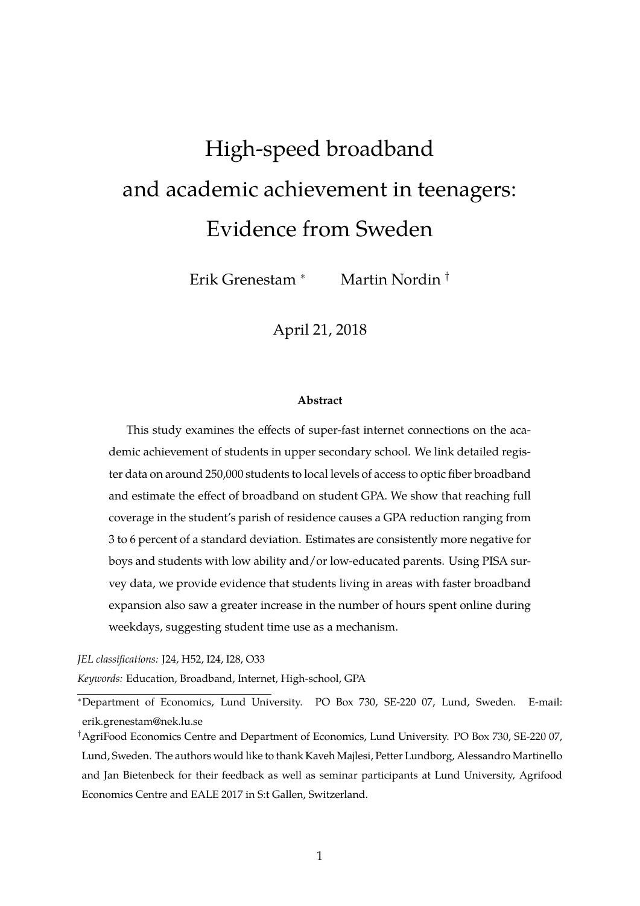# High-speed broadband and academic achievement in teenagers: Evidence from Sweden

Erik Grenestam [*] Martin Nordin [†]

April 21, 2018

### Abstract

This study examines the effects of super-fast internet connections on the academic achievement of students in upper secondary school. We link detailed register data on around 250,000 students to local levels of access to optic fiber broadband and estimate the effect of broadband on student GPA. We show that reaching full coverage in the student's parish of residence causes a GPA reduction ranging from 3 to 6 percent of a standard deviation. Estimates are consistently more negative for boys and students with low ability and/or low-educated parents. Using PISA survey data, we provide evidence that students living in areas with faster broadband expansion also saw a greater increase in the number of hours spent online during weekdays, suggesting student time use as a mechanism.

*JEL classifications:* J24, H52, I24, I28, O33

*Keywords:* Education, Broadband, Internet, High-school, GPA

[*] Department of Economics, Lund University. PO Box 730, SE-220 07, Lund, Sweden. E-mail: erik.grenestam@nek.lu.se

[†] AgriFood Economics Centre and Department of Economics, Lund University. PO Box 730, SE-220 07, Lund, Sweden. The authors would like to thank Kaveh Majlesi, Petter Lundborg, Alessandro Martinello and Jan Bietenbeck for their feedback as well as seminar participants at Lund University, Agrifood Economics Centre and EALE 2017 in S:t Gallen, Switzerland.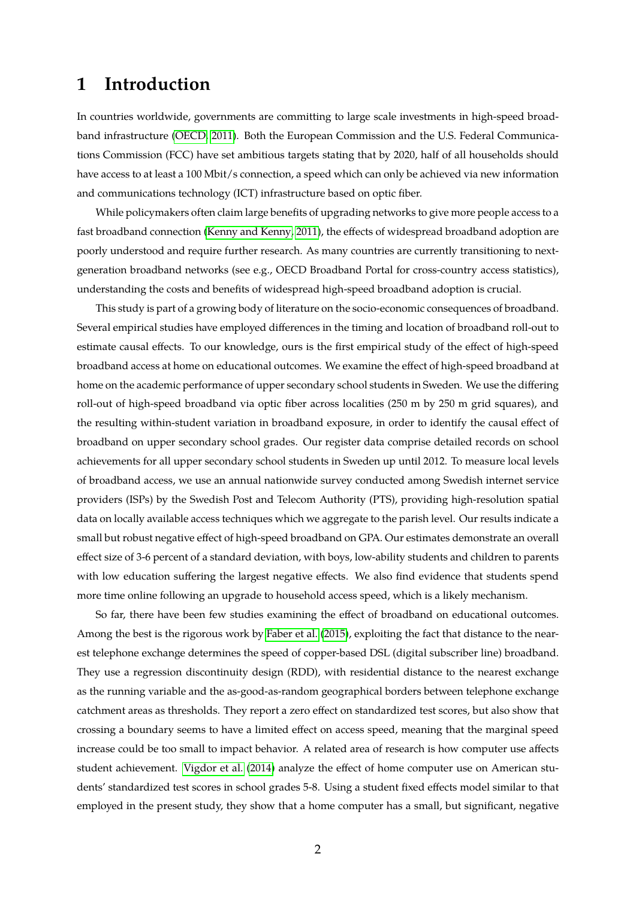# 1 Introduction

In countries worldwide, governments are committing to large scale investments in high-speed broadband infrastructure (OECD, 2011). Both the European Commission and the U.S. Federal Communications Commission (FCC) have set ambitious targets stating that by 2020, half of all households should have access to at least a 100 Mbit/s connection, a speed which can only be achieved via new information and communications technology (ICT) infrastructure based on optic fiber.

While policymakers often claim large benefits of upgrading networks to give more people access to a fast broadband connection (Kenny and Kenny, 2011), the effects of widespread broadband adoption are poorly understood and require further research. As many countries are currently transitioning to next-generation broadband networks (see e.g., OECD Broadband Portal for cross-country access statistics), understanding the costs and benefits of widespread high-speed broadband adoption is crucial.

This study is part of a growing body of literature on the socio-economic consequences of broadband. Several empirical studies have employed differences in the timing and location of broadband roll-out to estimate causal effects. To our knowledge, ours is the first empirical study of the effect of high-speed broadband access at home on educational outcomes. We examine the effect of high-speed broadband at home on the academic performance of upper secondary school students in Sweden. We use the differing roll-out of high-speed broadband via optic fiber across localities (250 m by 250 m grid squares), and the resulting within-student variation in broadband exposure, in order to identify the causal effect of broadband on upper secondary school grades. Our register data comprise detailed records on school achievements for all upper secondary school students in Sweden up until 2012. To measure local levels of broadband access, we use an annual nationwide survey conducted among Swedish internet service providers (ISPs) by the Swedish Post and Telecom Authority (PTS), providing high-resolution spatial data on locally available access techniques which we aggregate to the parish level. Our results indicate a small but robust negative effect of high-speed broadband on GPA. Our estimates demonstrate an overall effect size of 3-6 percent of a standard deviation, with boys, low-ability students and children to parents with low education suffering the largest negative effects. We also find evidence that students spend more time online following an upgrade to household access speed, which is a likely mechanism.

So far, there have been few studies examining the effect of broadband on educational outcomes. Among the best is the rigorous work by Faber et al. (2015), exploiting the fact that distance to the nearest telephone exchange determines the speed of copper-based DSL (digital subscriber line) broadband. They use a regression discontinuity design (RDD), with residential distance to the nearest exchange as the running variable and the as-good-as-random geographical borders between telephone exchange catchment areas as thresholds. They report a zero effect on standardized test scores, but also show that crossing a boundary seems to have a limited effect on access speed, meaning that the marginal speed increase could be too small to impact behavior. A related area of research is how computer use affects student achievement. Vigdor et al. (2014) analyze the effect of home computer use on American students' standardized test scores in school grades 5-8. Using a student fixed effects model similar to that employed in the present study, they show that a home computer has a small, but significant, negative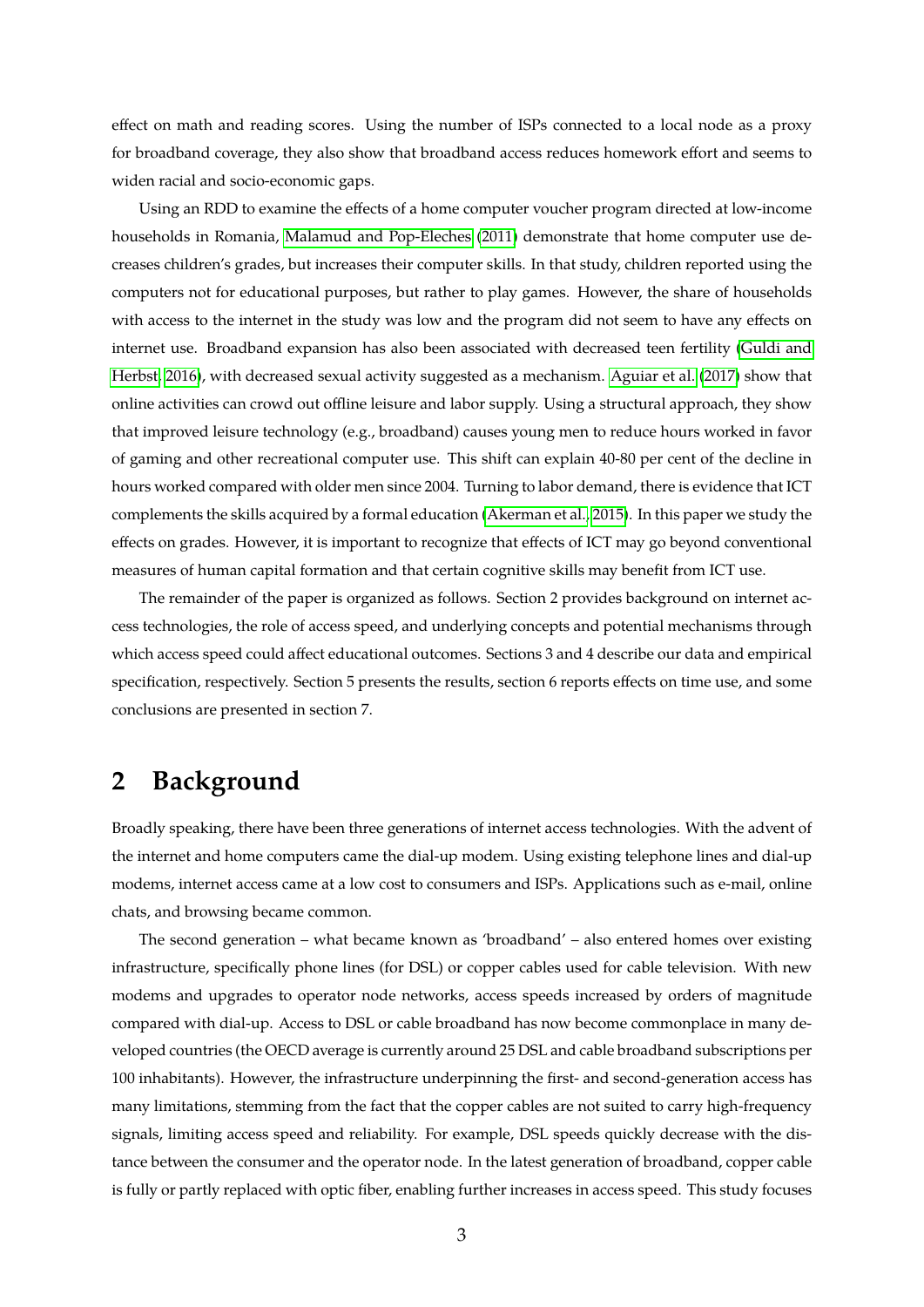effect on math and reading scores. Using the number of ISPs connected to a local node as a proxy for broadband coverage, they also show that broadband access reduces homework effort and seems to widen racial and socio-economic gaps.

Using an RDD to examine the effects of a home computer voucher program directed at low-income households in Romania, Malamud and Pop-Eleches (2011) demonstrate that home computer use decreases children's grades, but increases their computer skills. In that study, children reported using the computers not for educational purposes, but rather to play games. However, the share of households with access to the internet in the study was low and the program did not seem to have any effects on internet use. Broadband expansion has also been associated with decreased teen fertility (Guldi and Herbst, 2016), with decreased sexual activity suggested as a mechanism. Aguiar et al. (2017) show that online activities can crowd out offline leisure and labor supply. Using a structural approach, they show that improved leisure technology (e.g., broadband) causes young men to reduce hours worked in favor of gaming and other recreational computer use. This shift can explain 40-80 per cent of the decline in hours worked compared with older men since 2004. Turning to labor demand, there is evidence that ICT complements the skills acquired by a formal education (Akerman et al., 2015). In this paper we study the effects on grades. However, it is important to recognize that effects of ICT may go beyond conventional measures of human capital formation and that certain cognitive skills may benefit from ICT use.

The remainder of the paper is organized as follows. Section 2 provides background on internet access technologies, the role of access speed, and underlying concepts and potential mechanisms through which access speed could affect educational outcomes. Sections 3 and 4 describe our data and empirical specification, respectively. Section 5 presents the results, section 6 reports effects on time use, and some conclusions are presented in section 7.

## 2 Background

Broadly speaking, there have been three generations of internet access technologies. With the advent of the internet and home computers came the dial-up modem. Using existing telephone lines and dial-up modems, internet access came at a low cost to consumers and ISPs. Applications such as e-mail, online chats, and browsing became common.

The second generation – what became known as 'broadband' – also entered homes over existing infrastructure, specifically phone lines (for DSL) or copper cables used for cable television. With new modems and upgrades to operator node networks, access speeds increased by orders of magnitude compared with dial-up. Access to DSL or cable broadband has now become commonplace in many developed countries (the OECD average is currently around 25 DSL and cable broadband subscriptions per 100 inhabitants). However, the infrastructure underpinning the first- and second-generation access has many limitations, stemming from the fact that the copper cables are not suited to carry high-frequency signals, limiting access speed and reliability. For example, DSL speeds quickly decrease with the distance between the consumer and the operator node. In the latest generation of broadband, copper cable is fully or partly replaced with optic fiber, enabling further increases in access speed. This study focuses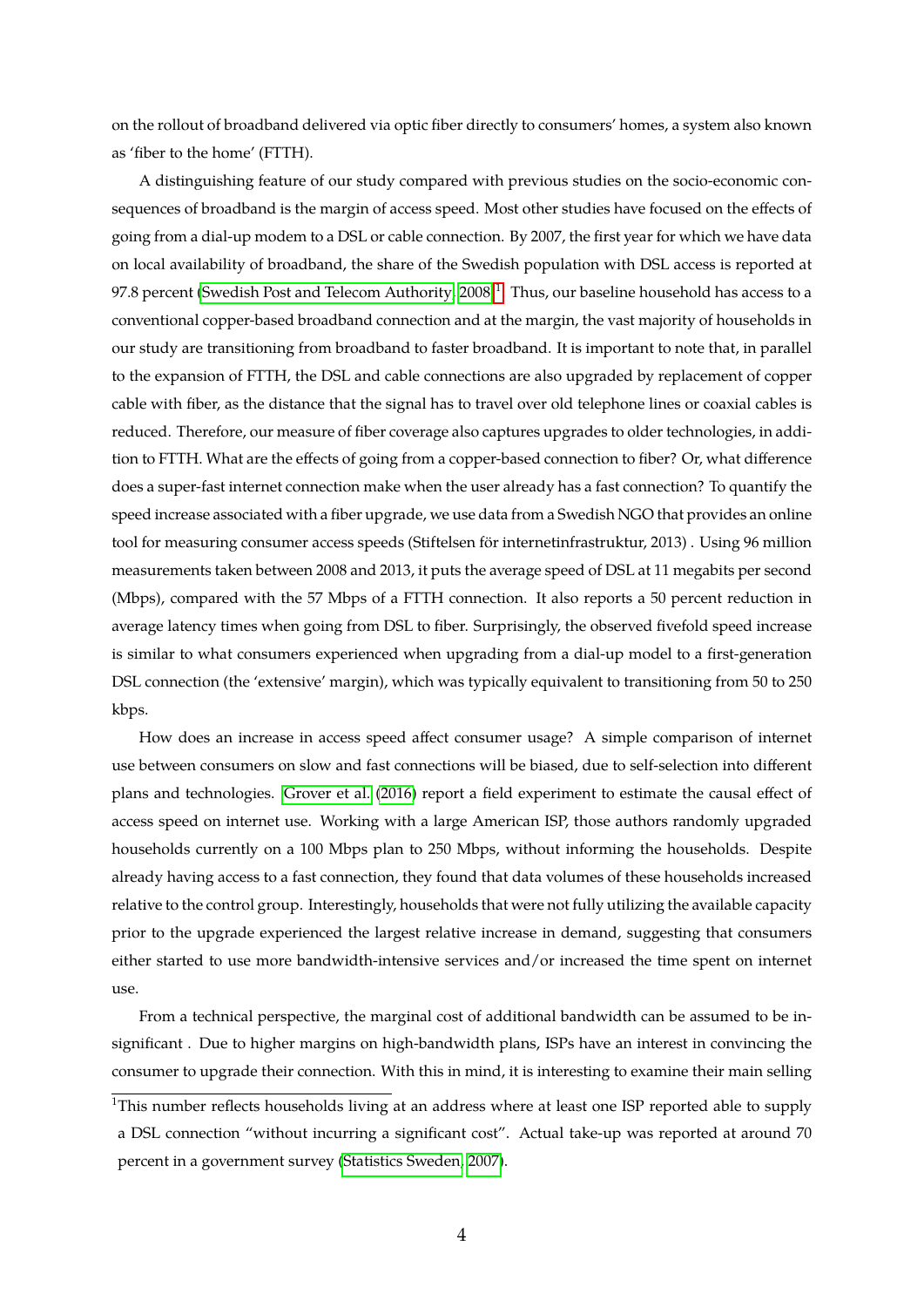on the rollout of broadband delivered via optic fiber directly to consumers' homes, a system also known as 'fiber to the home' (FTTH).

A distinguishing feature of our study compared with previous studies on the socio-economic consequences of broadband is the margin of access speed. Most other studies have focused on the effects of going from a dial-up modem to a DSL or cable connection. By 2007, the first year for which we have data on local availability of broadband, the share of the Swedish population with DSL access is reported at 97.8 percent (Swedish Post and Telecom Authority, 2008).[1] Thus, our baseline household has access to a conventional copper-based broadband connection and at the margin, the vast majority of households in our study are transitioning from broadband to faster broadband. It is important to note that, in parallel to the expansion of FTTH, the DSL and cable connections are also upgraded by replacement of copper cable with fiber, as the distance that the signal has to travel over old telephone lines or coaxial cables is reduced. Therefore, our measure of fiber coverage also captures upgrades to older technologies, in addition to FTTH. What are the effects of going from a copper-based connection to fiber? Or, what difference does a super-fast internet connection make when the user already has a fast connection? To quantify the speed increase associated with a fiber upgrade, we use data from a Swedish NGO that provides an online tool for measuring consumer access speeds (Stiftelsen för internetinfrastruktur, 2013) . Using 96 million measurements taken between 2008 and 2013, it puts the average speed of DSL at 11 megabits per second (Mbps), compared with the 57 Mbps of a FTTH connection. It also reports a 50 percent reduction in average latency times when going from DSL to fiber. Surprisingly, the observed fivefold speed increase is similar to what consumers experienced when upgrading from a dial-up model to a first-generation DSL connection (the 'extensive' margin), which was typically equivalent to transitioning from 50 to 250 kbps.

How does an increase in access speed affect consumer usage? A simple comparison of internet use between consumers on slow and fast connections will be biased, due to self-selection into different plans and technologies. Grover et al. (2016) report a field experiment to estimate the causal effect of access speed on internet use. Working with a large American ISP, those authors randomly upgraded households currently on a 100 Mbps plan to 250 Mbps, without informing the households. Despite already having access to a fast connection, they found that data volumes of these households increased relative to the control group. Interestingly, households that were not fully utilizing the available capacity prior to the upgrade experienced the largest relative increase in demand, suggesting that consumers either started to use more bandwidth-intensive services and/or increased the time spent on internet use.

From a technical perspective, the marginal cost of additional bandwidth can be assumed to be insignificant . Due to higher margins on high-bandwidth plans, ISPs have an interest in convincing the consumer to upgrade their connection. With this in mind, it is interesting to examine their main selling

[1] This number reflects households living at an address where at least one ISP reported able to supply a DSL connection "without incurring a significant cost". Actual take-up was reported at around 70 percent in a government survey (Statistics Sweden, 2007).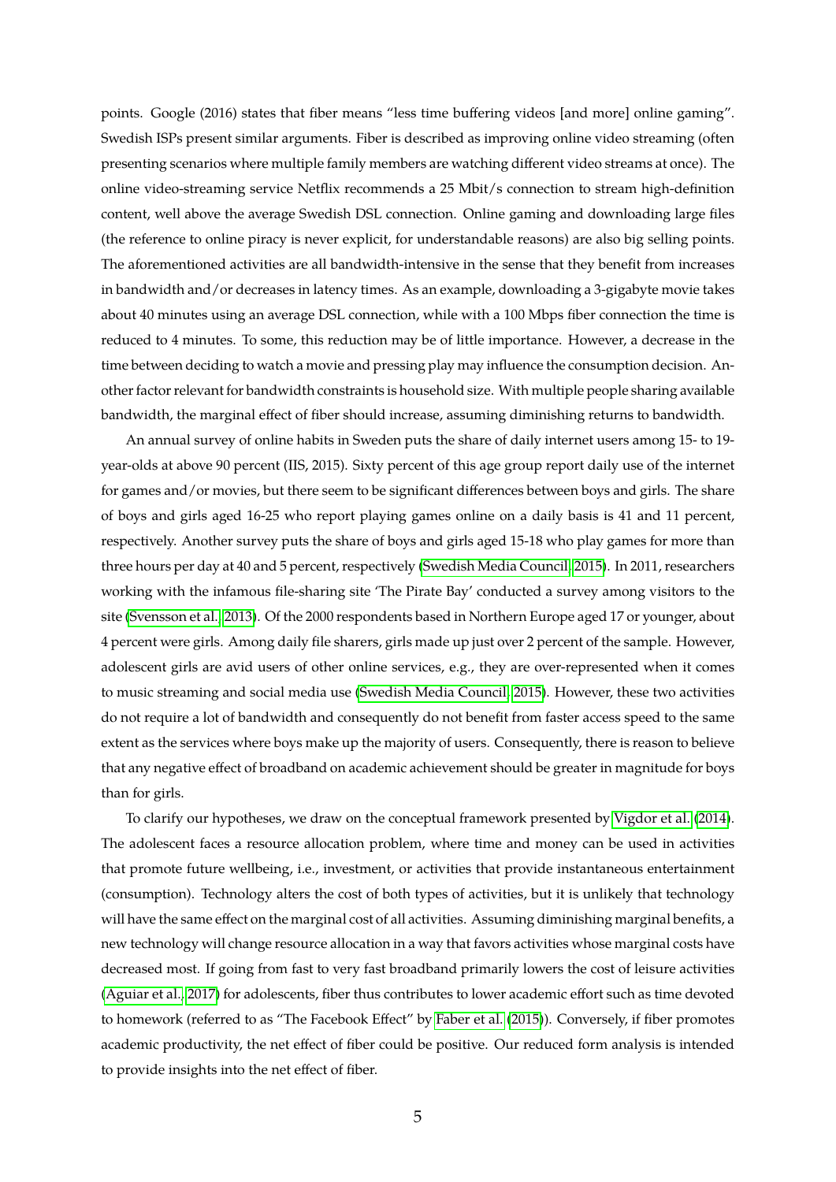points. Google (2016) states that fiber means "less time buffering videos [and more] online gaming". Swedish ISPs present similar arguments. Fiber is described as improving online video streaming (often presenting scenarios where multiple family members are watching different video streams at once). The online video-streaming service Netflix recommends a 25 Mbit/s connection to stream high-definition content, well above the average Swedish DSL connection. Online gaming and downloading large files (the reference to online piracy is never explicit, for understandable reasons) are also big selling points. The aforementioned activities are all bandwidth-intensive in the sense that they benefit from increases in bandwidth and/or decreases in latency times. As an example, downloading a 3-gigabyte movie takes about 40 minutes using an average DSL connection, while with a 100 Mbps fiber connection the time is reduced to 4 minutes. To some, this reduction may be of little importance. However, a decrease in the time between deciding to watch a movie and pressing play may influence the consumption decision. Another factor relevant for bandwidth constraints is household size. With multiple people sharing available bandwidth, the marginal effect of fiber should increase, assuming diminishing returns to bandwidth.

An annual survey of online habits in Sweden puts the share of daily internet users among 15- to 19-year-olds at above 90 percent (IIS, 2015). Sixty percent of this age group report daily use of the internet for games and/or movies, but there seem to be significant differences between boys and girls. The share of boys and girls aged 16-25 who report playing games online on a daily basis is 41 and 11 percent, respectively. Another survey puts the share of boys and girls aged 15-18 who play games for more than three hours per day at 40 and 5 percent, respectively (Swedish Media Council, 2015). In 2011, researchers working with the infamous file-sharing site 'The Pirate Bay' conducted a survey among visitors to the site (Svensson et al., 2013). Of the 2000 respondents based in Northern Europe aged 17 or younger, about 4 percent were girls. Among daily file sharers, girls made up just over 2 percent of the sample. However, adolescent girls are avid users of other online services, e.g., they are over-represented when it comes to music streaming and social media use (Swedish Media Council, 2015). However, these two activities do not require a lot of bandwidth and consequently do not benefit from faster access speed to the same extent as the services where boys make up the majority of users. Consequently, there is reason to believe that any negative effect of broadband on academic achievement should be greater in magnitude for boys than for girls.

To clarify our hypotheses, we draw on the conceptual framework presented by Vigdor et al. (2014). The adolescent faces a resource allocation problem, where time and money can be used in activities that promote future wellbeing, i.e., investment, or activities that provide instantaneous entertainment (consumption). Technology alters the cost of both types of activities, but it is unlikely that technology will have the same effect on the marginal cost of all activities. Assuming diminishing marginal benefits, a new technology will change resource allocation in a way that favors activities whose marginal costs have decreased most. If going from fast to very fast broadband primarily lowers the cost of leisure activities (Aguiar et al., 2017) for adolescents, fiber thus contributes to lower academic effort such as time devoted to homework (referred to as "The Facebook Effect" by Faber et al. (2015)). Conversely, if fiber promotes academic productivity, the net effect of fiber could be positive. Our reduced form analysis is intended to provide insights into the net effect of fiber.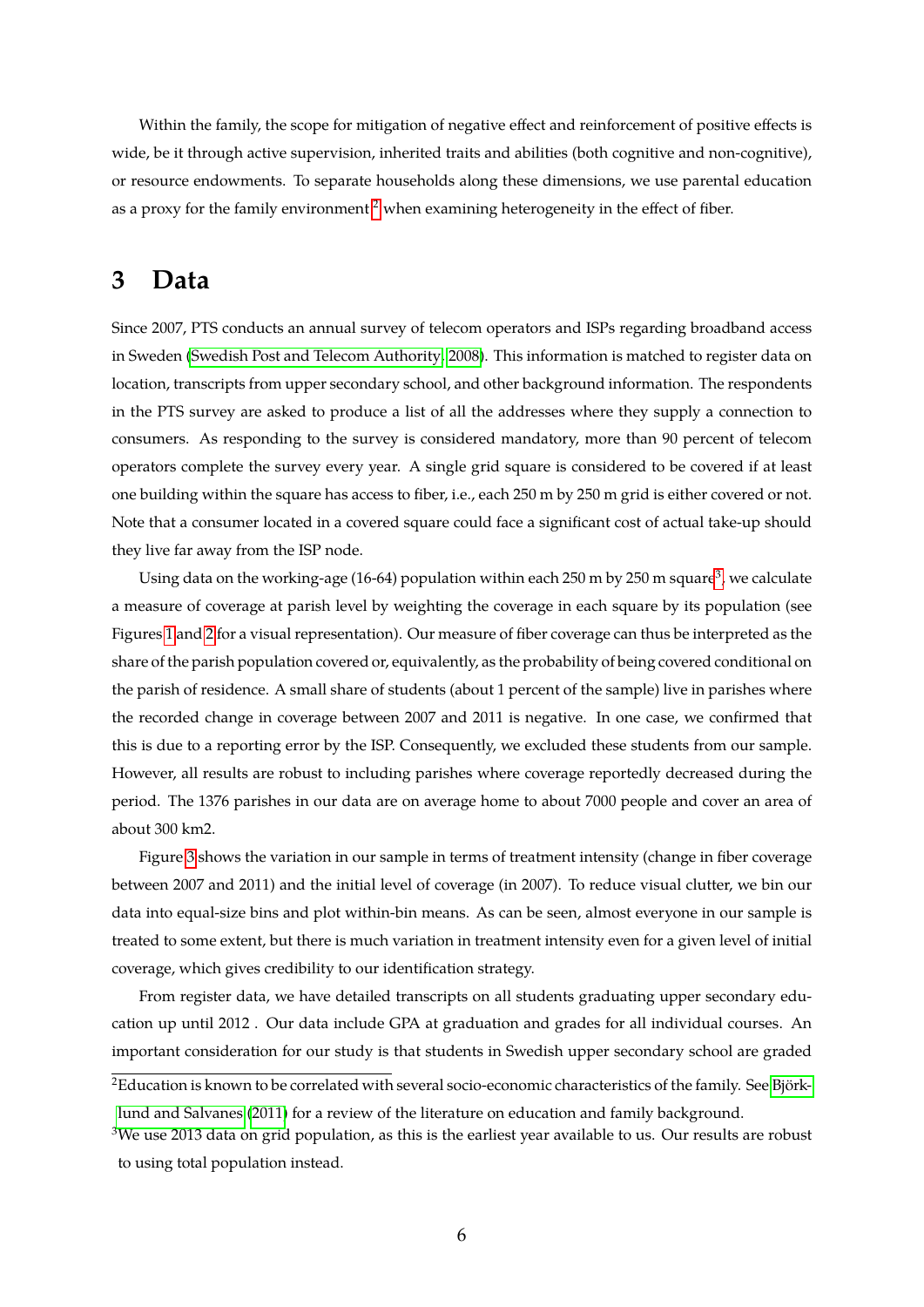Within the family, the scope for mitigation of negative effect and reinforcement of positive effects is wide, be it through active supervision, inherited traits and abilities (both cognitive and non-cognitive), or resource endowments. To separate households along these dimensions, we use parental education as a proxy for the family environment[2] when examining heterogeneity in the effect of fiber.

# 3 Data

Since 2007, PTS conducts an annual survey of telecom operators and ISPs regarding broadband access in Sweden (Swedish Post and Telecom Authority, 2008). This information is matched to register data on location, transcripts from upper secondary school, and other background information. The respondents in the PTS survey are asked to produce a list of all the addresses where they supply a connection to consumers. As responding to the survey is considered mandatory, more than 90 percent of telecom operators complete the survey every year. A single grid square is considered to be covered if at least one building within the square has access to fiber, i.e., each 250 m by 250 m grid is either covered or not. Note that a consumer located in a covered square could face a significant cost of actual take-up should they live far away from the ISP node.

Using data on the working-age (16-64) population within each 250 m by 250 m square[3], we calculate a measure of coverage at parish level by weighting the coverage in each square by its population (see Figures 1 and 2 for a visual representation). Our measure of fiber coverage can thus be interpreted as the share of the parish population covered or, equivalently, as the probability of being covered conditional on the parish of residence. A small share of students (about 1 percent of the sample) live in parishes where the recorded change in coverage between 2007 and 2011 is negative. In one case, we confirmed that this is due to a reporting error by the ISP. Consequently, we excluded these students from our sample. However, all results are robust to including parishes where coverage reportedly decreased during the period. The 1376 parishes in our data are on average home to about 7000 people and cover an area of about 300 km2.

Figure 3 shows the variation in our sample in terms of treatment intensity (change in fiber coverage between 2007 and 2011) and the initial level of coverage (in 2007). To reduce visual clutter, we bin our data into equal-size bins and plot within-bin means. As can be seen, almost everyone in our sample is treated to some extent, but there is much variation in treatment intensity even for a given level of initial coverage, which gives credibility to our identification strategy.

From register data, we have detailed transcripts on all students graduating upper secondary education up until 2012 . Our data include GPA at graduation and grades for all individual courses. An important consideration for our study is that students in Swedish upper secondary school are graded

---

[2] Education is known to be correlated with several socio-economic characteristics of the family. See Björklund and Salvanes (2011) for a review of the literature on education and family background.

[3] We use 2013 data on grid population, as this is the earliest year available to us. Our results are robust to using total population instead.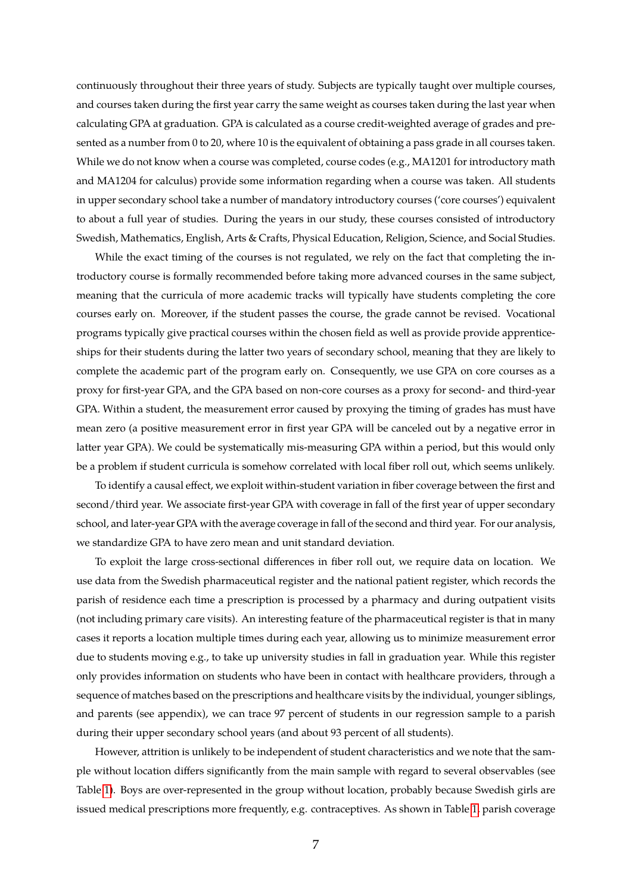continuously throughout their three years of study. Subjects are typically taught over multiple courses, and courses taken during the first year carry the same weight as courses taken during the last year when calculating GPA at graduation. GPA is calculated as a course credit-weighted average of grades and presented as a number from 0 to 20, where 10 is the equivalent of obtaining a pass grade in all courses taken. While we do not know when a course was completed, course codes (e.g., MA1201 for introductory math and MA1204 for calculus) provide some information regarding when a course was taken. All students in upper secondary school take a number of mandatory introductory courses ('core courses') equivalent to about a full year of studies. During the years in our study, these courses consisted of introductory Swedish, Mathematics, English, Arts & Crafts, Physical Education, Religion, Science, and Social Studies.

While the exact timing of the courses is not regulated, we rely on the fact that completing the introductory course is formally recommended before taking more advanced courses in the same subject, meaning that the curricula of more academic tracks will typically have students completing the core courses early on. Moreover, if the student passes the course, the grade cannot be revised. Vocational programs typically give practical courses within the chosen field as well as provide provide apprenticeships for their students during the latter two years of secondary school, meaning that they are likely to complete the academic part of the program early on. Consequently, we use GPA on core courses as a proxy for first-year GPA, and the GPA based on non-core courses as a proxy for second- and third-year GPA. Within a student, the measurement error caused by proxying the timing of grades has must have mean zero (a positive measurement error in first year GPA will be canceled out by a negative error in latter year GPA). We could be systematically mis-measuring GPA within a period, but this would only be a problem if student curricula is somehow correlated with local fiber roll out, which seems unlikely.

To identify a causal effect, we exploit within-student variation in fiber coverage between the first and second/third year. We associate first-year GPA with coverage in fall of the first year of upper secondary school, and later-year GPA with the average coverage in fall of the second and third year. For our analysis, we standardize GPA to have zero mean and unit standard deviation.

To exploit the large cross-sectional differences in fiber roll out, we require data on location. We use data from the Swedish pharmaceutical register and the national patient register, which records the parish of residence each time a prescription is processed by a pharmacy and during outpatient visits (not including primary care visits). An interesting feature of the pharmaceutical register is that in many cases it reports a location multiple times during each year, allowing us to minimize measurement error due to students moving e.g., to take up university studies in fall in graduation year. While this register only provides information on students who have been in contact with healthcare providers, through a sequence of matches based on the prescriptions and healthcare visits by the individual, younger siblings, and parents (see appendix), we can trace 97 percent of students in our regression sample to a parish during their upper secondary school years (and about 93 percent of all students).

However, attrition is unlikely to be independent of student characteristics and we note that the sample without location differs significantly from the main sample with regard to several observables (see Table 1). Boys are over-represented in the group without location, probably because Swedish girls are issued medical prescriptions more frequently, e.g. contraceptives. As shown in Table 1, parish coverage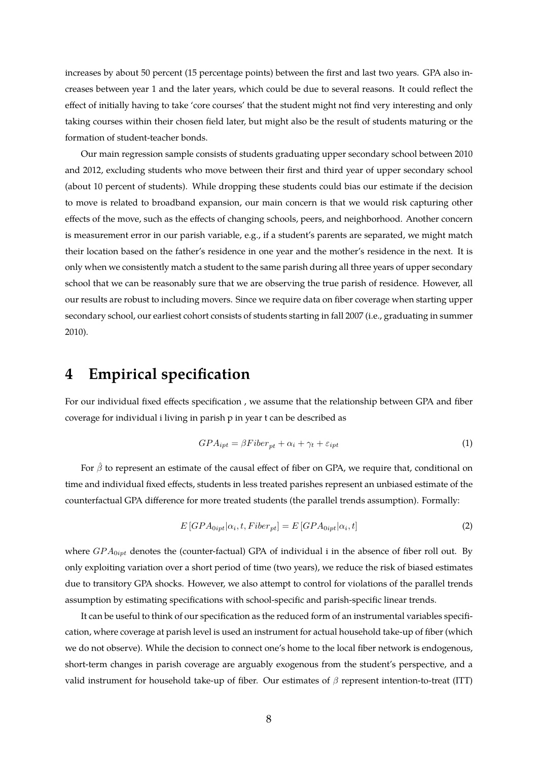increases by about 50 percent (15 percentage points) between the first and last two years. GPA also increases between year 1 and the later years, which could be due to several reasons. It could reflect the effect of initially having to take 'core courses' that the student might not find very interesting and only taking courses within their chosen field later, but might also be the result of students maturing or the formation of student-teacher bonds.

Our main regression sample consists of students graduating upper secondary school between 2010 and 2012, excluding students who move between their first and third year of upper secondary school (about 10 percent of students). While dropping these students could bias our estimate if the decision to move is related to broadband expansion, our main concern is that we would risk capturing other effects of the move, such as the effects of changing schools, peers, and neighborhood. Another concern is measurement error in our parish variable, e.g., if a student's parents are separated, we might match their location based on the father's residence in one year and the mother's residence in the next. It is only when we consistently match a student to the same parish during all three years of upper secondary school that we can be reasonably sure that we are observing the true parish of residence. However, all our results are robust to including movers. Since we require data on fiber coverage when starting upper secondary school, our earliest cohort consists of students starting in fall 2007 (i.e., graduating in summer 2010).

# 4 Empirical specification

For our individual fixed effects specification , we assume that the relationship between GPA and fiber coverage for individual i living in parish p in year t can be described as

$$GPA_{ipt} = \beta Fiber_{pt} + \alpha_i + \gamma_t + \varepsilon_{ipt} \tag{1}$$

For $\hat{\beta}$ to represent an estimate of the causal effect of fiber on GPA, we require that, conditional on time and individual fixed effects, students in less treated parishes represent an unbiased estimate of the counterfactual GPA difference for more treated students (the parallel trends assumption). Formally:

$$E\left[GPA_{0ipt}|\alpha_i, t, Fiber_{pt}\right] = E\left[GPA_{0ipt}|\alpha_i, t\right] \tag{2}$$

where $GPA_{0ipt}$ denotes the (counter-factual) GPA of individual i in the absence of fiber roll out. By only exploiting variation over a short period of time (two years), we reduce the risk of biased estimates due to transitory GPA shocks. However, we also attempt to control for violations of the parallel trends assumption by estimating specifications with school-specific and parish-specific linear trends.

It can be useful to think of our specification as the reduced form of an instrumental variables specification, where coverage at parish level is used an instrument for actual household take-up of fiber (which we do not observe). While the decision to connect one's home to the local fiber network is endogenous, short-term changes in parish coverage are arguably exogenous from the student's perspective, and a valid instrument for household take-up of fiber. Our estimates of $\beta$ represent intention-to-treat (ITT)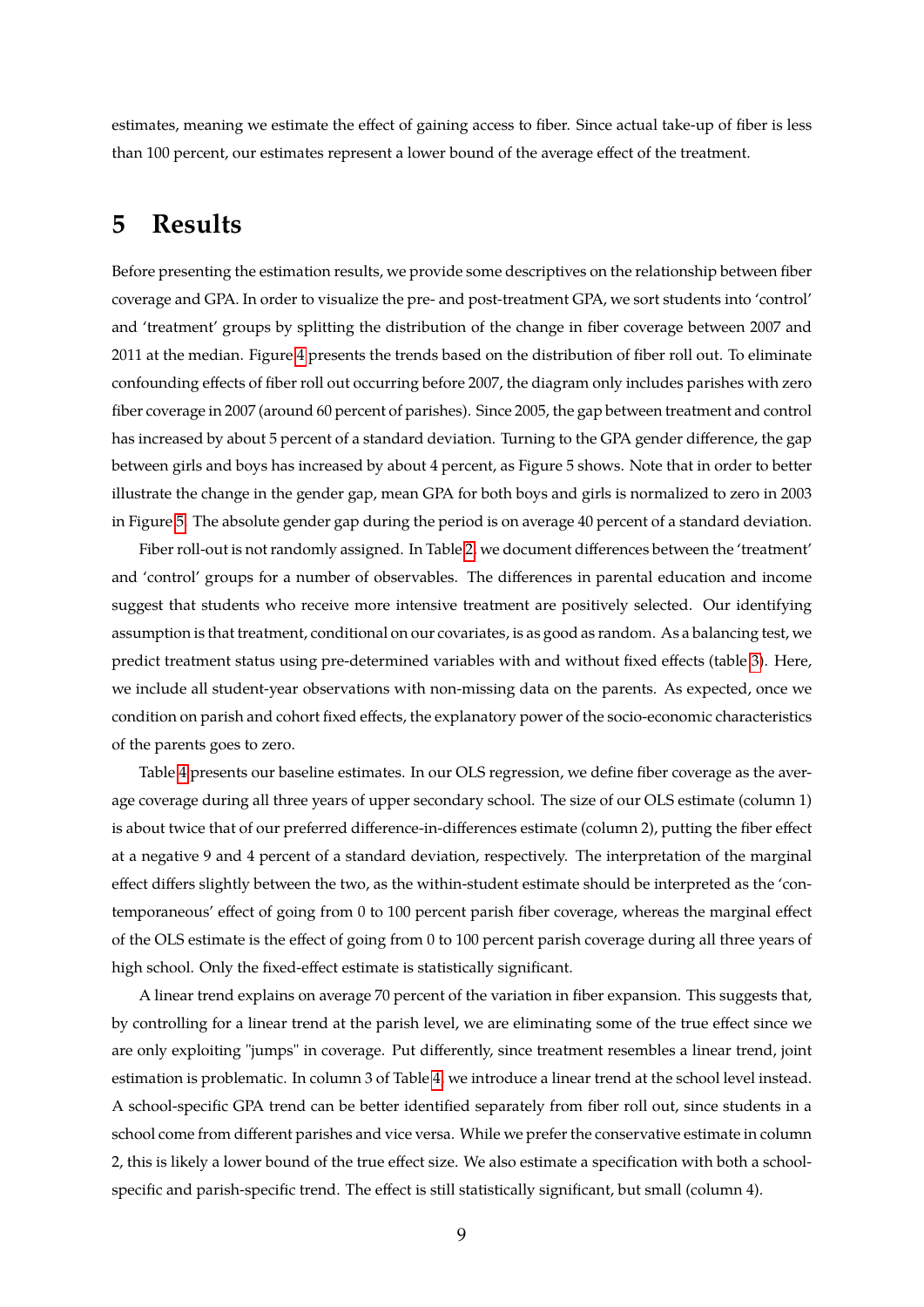estimates, meaning we estimate the effect of gaining access to fiber. Since actual take-up of fiber is less than 100 percent, our estimates represent a lower bound of the average effect of the treatment.

# 5 Results

Before presenting the estimation results, we provide some descriptives on the relationship between fiber coverage and GPA. In order to visualize the pre- and post-treatment GPA, we sort students into 'control' and 'treatment' groups by splitting the distribution of the change in fiber coverage between 2007 and 2011 at the median. Figure 4 presents the trends based on the distribution of fiber roll out. To eliminate confounding effects of fiber roll out occurring before 2007, the diagram only includes parishes with zero fiber coverage in 2007 (around 60 percent of parishes). Since 2005, the gap between treatment and control has increased by about 5 percent of a standard deviation. Turning to the GPA gender difference, the gap between girls and boys has increased by about 4 percent, as Figure 5 shows. Note that in order to better illustrate the change in the gender gap, mean GPA for both boys and girls is normalized to zero in 2003 in Figure 5. The absolute gender gap during the period is on average 40 percent of a standard deviation.

Fiber roll-out is not randomly assigned. In Table 2, we document differences between the 'treatment' and 'control' groups for a number of observables. The differences in parental education and income suggest that students who receive more intensive treatment are positively selected. Our identifying assumption is that treatment, conditional on our covariates, is as good as random. As a balancing test, we predict treatment status using pre-determined variables with and without fixed effects (table 3). Here, we include all student-year observations with non-missing data on the parents. As expected, once we condition on parish and cohort fixed effects, the explanatory power of the socio-economic characteristics of the parents goes to zero.

Table 4 presents our baseline estimates. In our OLS regression, we define fiber coverage as the average coverage during all three years of upper secondary school. The size of our OLS estimate (column 1) is about twice that of our preferred difference-in-differences estimate (column 2), putting the fiber effect at a negative 9 and 4 percent of a standard deviation, respectively. The interpretation of the marginal effect differs slightly between the two, as the within-student estimate should be interpreted as the 'contemporaneous' effect of going from 0 to 100 percent parish fiber coverage, whereas the marginal effect of the OLS estimate is the effect of going from 0 to 100 percent parish coverage during all three years of high school. Only the fixed-effect estimate is statistically significant.

A linear trend explains on average 70 percent of the variation in fiber expansion. This suggests that, by controlling for a linear trend at the parish level, we are eliminating some of the true effect since we are only exploiting "jumps" in coverage. Put differently, since treatment resembles a linear trend, joint estimation is problematic. In column 3 of Table 4, we introduce a linear trend at the school level instead. A school-specific GPA trend can be better identified separately from fiber roll out, since students in a school come from different parishes and vice versa. While we prefer the conservative estimate in column 2, this is likely a lower bound of the true effect size. We also estimate a specification with both a school-specific and parish-specific trend. The effect is still statistically significant, but small (column 4).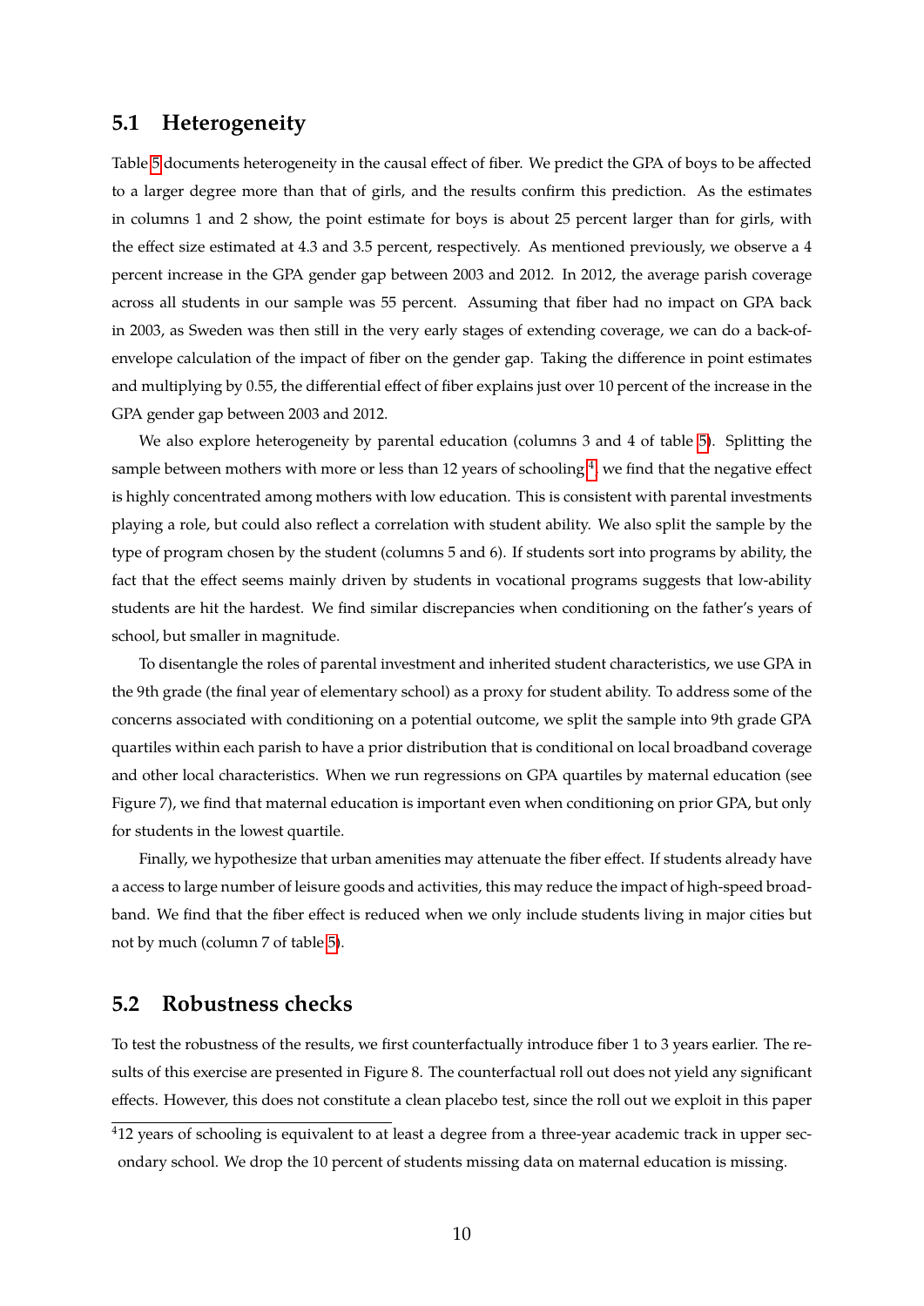## 5.1 Heterogeneity

Table 5 documents heterogeneity in the causal effect of fiber. We predict the GPA of boys to be affected to a larger degree more than that of girls, and the results confirm this prediction. As the estimates in columns 1 and 2 show, the point estimate for boys is about 25 percent larger than for girls, with the effect size estimated at 4.3 and 3.5 percent, respectively. As mentioned previously, we observe a 4 percent increase in the GPA gender gap between 2003 and 2012. In 2012, the average parish coverage across all students in our sample was 55 percent. Assuming that fiber had no impact on GPA back in 2003, as Sweden was then still in the very early stages of extending coverage, we can do a back-of-envelope calculation of the impact of fiber on the gender gap. Taking the difference in point estimates and multiplying by 0.55, the differential effect of fiber explains just over 10 percent of the increase in the GPA gender gap between 2003 and 2012.

We also explore heterogeneity by parental education (columns 3 and 4 of table 5). Splitting the sample between mothers with more or less than 12 years of schooling[4], we find that the negative effect is highly concentrated among mothers with low education. This is consistent with parental investments playing a role, but could also reflect a correlation with student ability. We also split the sample by the type of program chosen by the student (columns 5 and 6). If students sort into programs by ability, the fact that the effect seems mainly driven by students in vocational programs suggests that low-ability students are hit the hardest. We find similar discrepancies when conditioning on the father's years of school, but smaller in magnitude.

To disentangle the roles of parental investment and inherited student characteristics, we use GPA in the 9th grade (the final year of elementary school) as a proxy for student ability. To address some of the concerns associated with conditioning on a potential outcome, we split the sample into 9th grade GPA quartiles within each parish to have a prior distribution that is conditional on local broadband coverage and other local characteristics. When we run regressions on GPA quartiles by maternal education (see Figure 7), we find that maternal education is important even when conditioning on prior GPA, but only for students in the lowest quartile.

Finally, we hypothesize that urban amenities may attenuate the fiber effect. If students already have a access to large number of leisure goods and activities, this may reduce the impact of high-speed broadband. We find that the fiber effect is reduced when we only include students living in major cities but not by much (column 7 of table 5).

## 5.2 Robustness checks

To test the robustness of the results, we first counterfactually introduce fiber 1 to 3 years earlier. The results of this exercise are presented in Figure 8. The counterfactual roll out does not yield any significant effects. However, this does not constitute a clean placebo test, since the roll out we exploit in this paper

[4] 12 years of schooling is equivalent to at least a degree from a three-year academic track in upper secondary school. We drop the 10 percent of students missing data on maternal education is missing.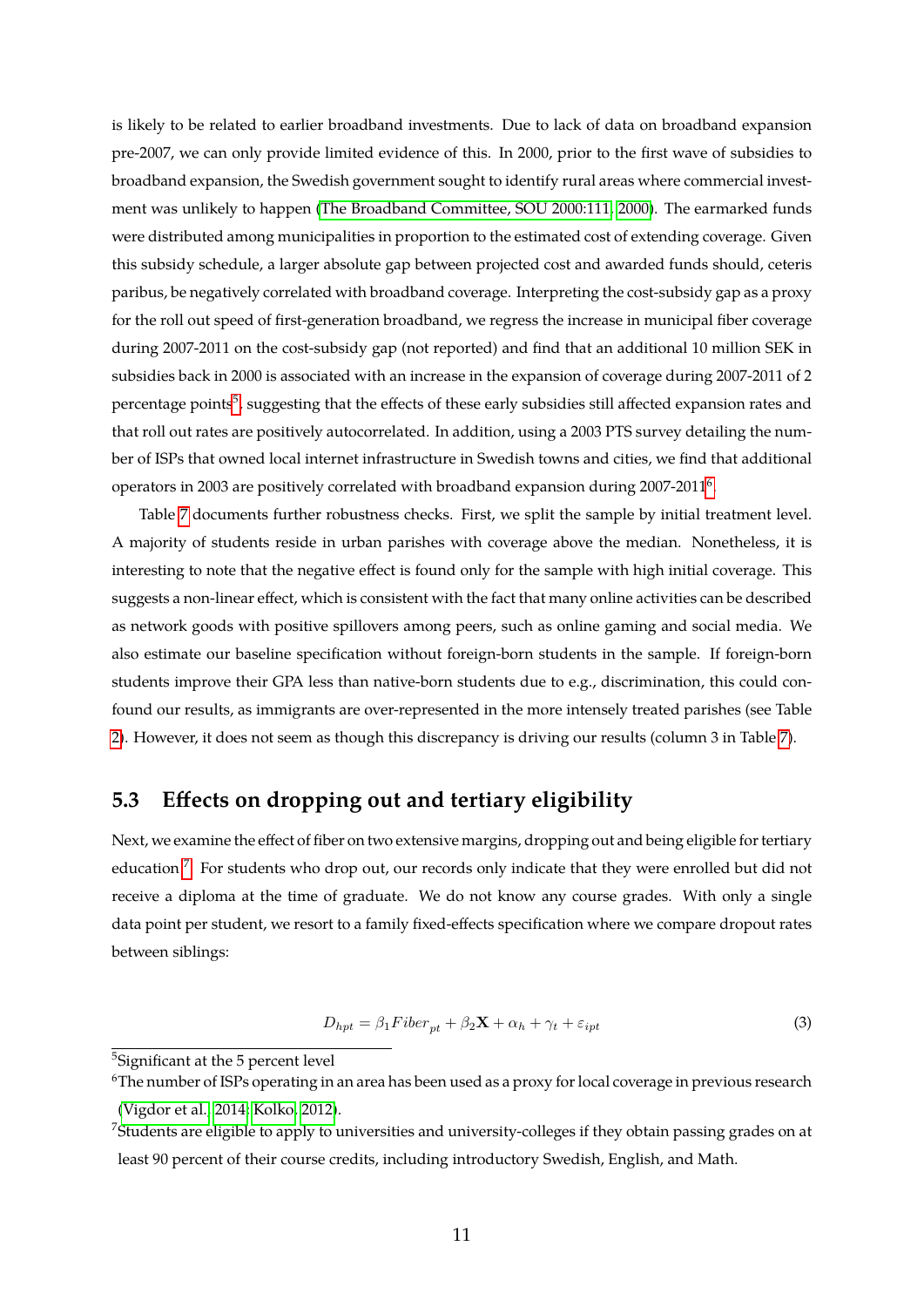is likely to be related to earlier broadband investments. Due to lack of data on broadband expansion pre-2007, we can only provide limited evidence of this. In 2000, prior to the first wave of subsidies to broadband expansion, the Swedish government sought to identify rural areas where commercial investment was unlikely to happen (The Broadband Committee, SOU 2000:111, 2000). The earmarked funds were distributed among municipalities in proportion to the estimated cost of extending coverage. Given this subsidy schedule, a larger absolute gap between projected cost and awarded funds should, ceteris paribus, be negatively correlated with broadband coverage. Interpreting the cost-subsidy gap as a proxy for the roll out speed of first-generation broadband, we regress the increase in municipal fiber coverage during 2007-2011 on the cost-subsidy gap (not reported) and find that an additional 10 million SEK in subsidies back in 2000 is associated with an increase in the expansion of coverage during 2007-2011 of 2 percentage points[5], suggesting that the effects of these early subsidies still affected expansion rates and that roll out rates are positively autocorrelated. In addition, using a 2003 PTS survey detailing the number of ISPs that owned local internet infrastructure in Swedish towns and cities, we find that additional operators in 2003 are positively correlated with broadband expansion during 2007-2011[6].

Table 7 documents further robustness checks. First, we split the sample by initial treatment level. A majority of students reside in urban parishes with coverage above the median. Nonetheless, it is interesting to note that the negative effect is found only for the sample with high initial coverage. This suggests a non-linear effect, which is consistent with the fact that many online activities can be described as network goods with positive spillovers among peers, such as online gaming and social media. We also estimate our baseline specification without foreign-born students in the sample. If foreign-born students improve their GPA less than native-born students due to e.g., discrimination, this could confound our results, as immigrants are over-represented in the more intensely treated parishes (see Table 2). However, it does not seem as though this discrepancy is driving our results (column 3 in Table 7).

## 5.3 Effects on dropping out and tertiary eligibility

Next, we examine the effect of fiber on two extensive margins, dropping out and being eligible for tertiary education[7]. For students who drop out, our records only indicate that they were enrolled but did not receive a diploma at the time of graduate. We do not know any course grades. With only a single data point per student, we resort to a family fixed-effects specification where we compare dropout rates between siblings:

$$D_{hpt} = \beta_1 Fiber_{pt} + \beta_2 \mathbf{X} + \alpha_h + \gamma_t + \varepsilon_{ipt} \tag{3}$$

[5] Significant at the 5 percent level

[6] The number of ISPs operating in an area has been used as a proxy for local coverage in previous research (Vigdor et al., 2014; Kolko, 2012).

[7] Students are eligible to apply to universities and university-colleges if they obtain passing grades on at least 90 percent of their course credits, including introductory Swedish, English, and Math.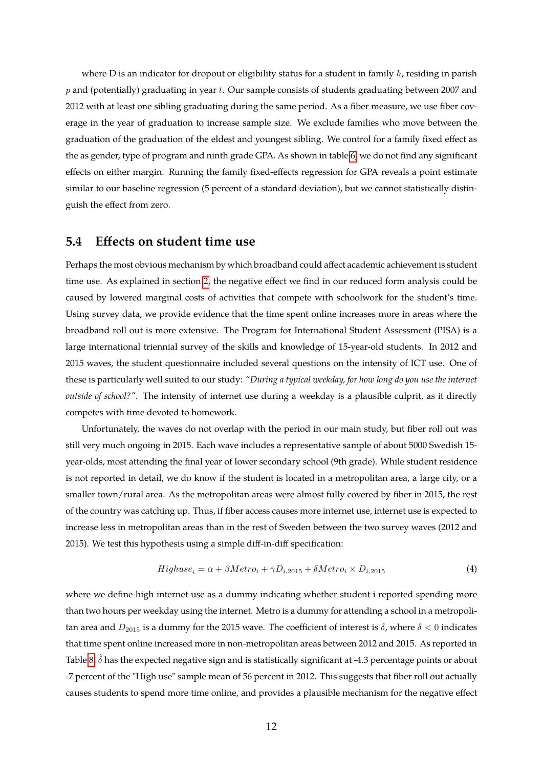where D is an indicator for dropout or eligibility status for a student in family $h$, residing in parish $p$ and (potentially) graduating in year $t$. Our sample consists of students graduating between 2007 and 2012 with at least one sibling graduating during the same period. As a fiber measure, we use fiber coverage in the year of graduation to increase sample size. We exclude families who move between the graduation of the graduation of the eldest and youngest sibling. We control for a family fixed effect as the as gender, type of program and ninth grade GPA. As shown in table 6, we do not find any significant effects on either margin. Running the family fixed-effects regression for GPA reveals a point estimate similar to our baseline regression (5 percent of a standard deviation), but we cannot statistically distinguish the effect from zero.

## 5.4 Effects on student time use

Perhaps the most obvious mechanism by which broadband could affect academic achievement is student time use. As explained in section 2, the negative effect we find in our reduced form analysis could be caused by lowered marginal costs of activities that compete with schoolwork for the student's time. Using survey data, we provide evidence that the time spent online increases more in areas where the broadband roll out is more extensive. The Program for International Student Assessment (PISA) is a large international triennial survey of the skills and knowledge of 15-year-old students. In 2012 and 2015 waves, the student questionnaire included several questions on the intensity of ICT use. One of these is particularly well suited to our study: *"During a typical weekday, for how long do you use the internet outside of school?"*. The intensity of internet use during a weekday is a plausible culprit, as it directly competes with time devoted to homework.

Unfortunately, the waves do not overlap with the period in our main study, but fiber roll out was still very much ongoing in 2015. Each wave includes a representative sample of about 5000 Swedish 15-year-olds, most attending the final year of lower secondary school (9th grade). While student residence is not reported in detail, we do know if the student is located in a metropolitan area, a large city, or a smaller town/rural area. As the metropolitan areas were almost fully covered by fiber in 2015, the rest of the country was catching up. Thus, if fiber access causes more internet use, internet use is expected to increase less in metropolitan areas than in the rest of Sweden between the two survey waves (2012 and 2015). We test this hypothesis using a simple diff-in-diff specification:

$$Highuse_i = \alpha + \beta Metro_i + \gamma D_{i,2015} + \delta Metro_i \times D_{i,2015} \tag{4}$$

where we define high internet use as a dummy indicating whether student i reported spending more than two hours per weekday using the internet. Metro is a dummy for attending a school in a metropolitan area and $D_{2015}$ is a dummy for the 2015 wave. The coefficient of interest is $\delta$, where $\delta < 0$ indicates that time spent online increased more in non-metropolitan areas between 2012 and 2015. As reported in Table 8, $\hat{\delta}$ has the expected negative sign and is statistically significant at -4.3 percentage points or about -7 percent of the "High use" sample mean of 56 percent in 2012. This suggests that fiber roll out actually causes students to spend more time online, and provides a plausible mechanism for the negative effect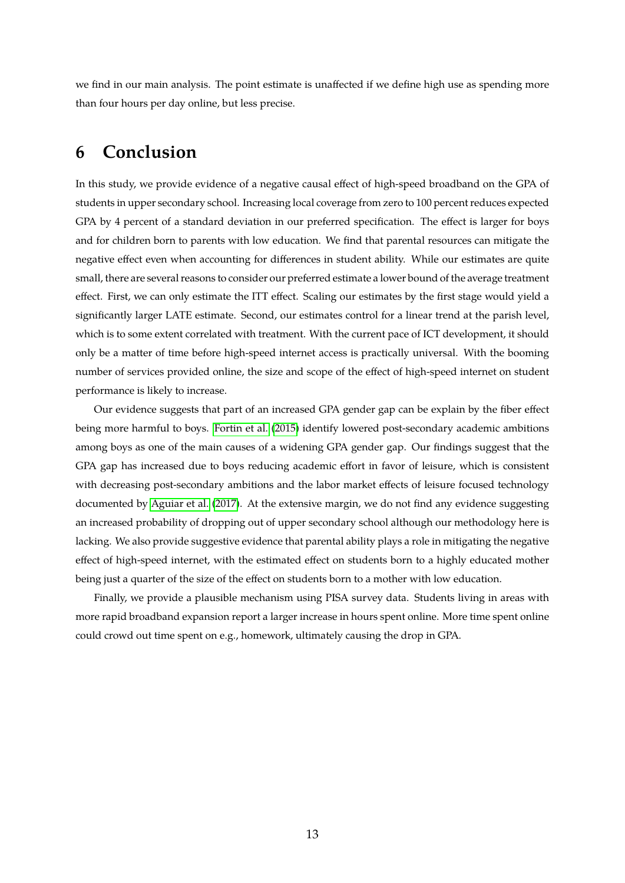we find in our main analysis. The point estimate is unaffected if we define high use as spending more than four hours per day online, but less precise.

# 6 Conclusion

In this study, we provide evidence of a negative causal effect of high-speed broadband on the GPA of students in upper secondary school. Increasing local coverage from zero to 100 percent reduces expected GPA by 4 percent of a standard deviation in our preferred specification. The effect is larger for boys and for children born to parents with low education. We find that parental resources can mitigate the negative effect even when accounting for differences in student ability. While our estimates are quite small, there are several reasons to consider our preferred estimate a lower bound of the average treatment effect. First, we can only estimate the ITT effect. Scaling our estimates by the first stage would yield a significantly larger LATE estimate. Second, our estimates control for a linear trend at the parish level, which is to some extent correlated with treatment. With the current pace of ICT development, it should only be a matter of time before high-speed internet access is practically universal. With the booming number of services provided online, the size and scope of the effect of high-speed internet on student performance is likely to increase.

Our evidence suggests that part of an increased GPA gender gap can be explain by the fiber effect being more harmful to boys. Fortin et al. (2015) identify lowered post-secondary academic ambitions among boys as one of the main causes of a widening GPA gender gap. Our findings suggest that the GPA gap has increased due to boys reducing academic effort in favor of leisure, which is consistent with decreasing post-secondary ambitions and the labor market effects of leisure focused technology documented by Aguiar et al. (2017). At the extensive margin, we do not find any evidence suggesting an increased probability of dropping out of upper secondary school although our methodology here is lacking. We also provide suggestive evidence that parental ability plays a role in mitigating the negative effect of high-speed internet, with the estimated effect on students born to a highly educated mother being just a quarter of the size of the effect on students born to a mother with low education.

Finally, we provide a plausible mechanism using PISA survey data. Students living in areas with more rapid broadband expansion report a larger increase in hours spent online. More time spent online could crowd out time spent on e.g., homework, ultimately causing the drop in GPA.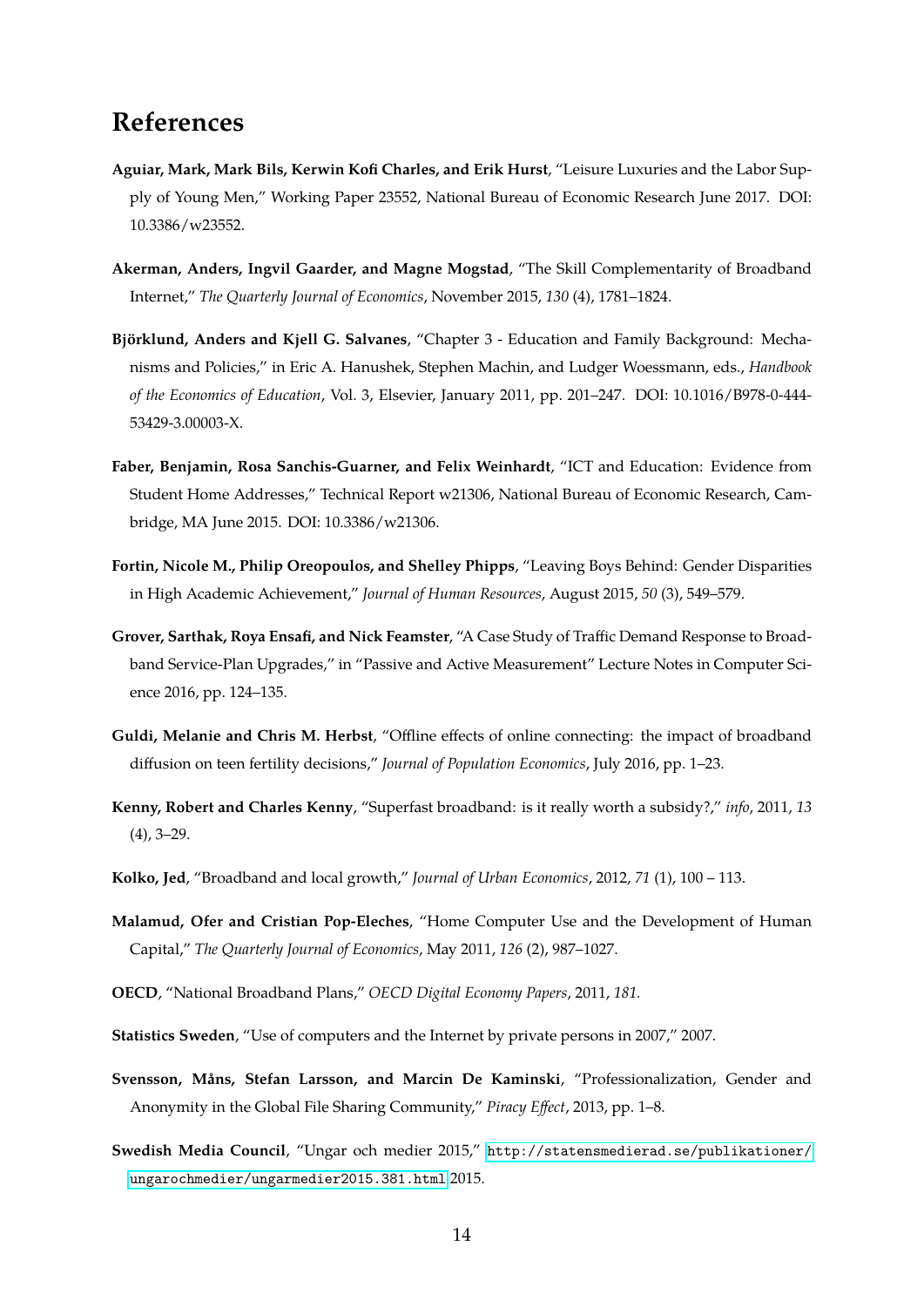# References

**Aguiar, Mark, Mark Bils, Kerwin Kofi Charles, and Erik Hurst**, "Leisure Luxuries and the Labor Supply of Young Men," Working Paper 23552, National Bureau of Economic Research June 2017. DOI: 10.3386/w23552.

**Akerman, Anders, Ingvil Gaarder, and Magne Mogstad**, "The Skill Complementarity of Broadband Internet," *The Quarterly Journal of Economics*, November 2015, *130* (4), 1781–1824.

**Björklund, Anders and Kjell G. Salvanes**, "Chapter 3 - Education and Family Background: Mechanisms and Policies," in Eric A. Hanushek, Stephen Machin, and Ludger Woessmann, eds., *Handbook of the Economics of Education*, Vol. 3, Elsevier, January 2011, pp. 201–247. DOI: 10.1016/B978-0-444-53429-3.00003-X.

**Faber, Benjamin, Rosa Sanchis-Guarner, and Felix Weinhardt**, "ICT and Education: Evidence from Student Home Addresses," Technical Report w21306, National Bureau of Economic Research, Cambridge, MA June 2015. DOI: 10.3386/w21306.

**Fortin, Nicole M., Philip Oreopoulos, and Shelley Phipps**, "Leaving Boys Behind: Gender Disparities in High Academic Achievement," *Journal of Human Resources*, August 2015, *50* (3), 549–579.

**Grover, Sarthak, Roya Ensafi, and Nick Feamster**, "A Case Study of Traffic Demand Response to Broadband Service-Plan Upgrades," in "Passive and Active Measurement" Lecture Notes in Computer Science 2016, pp. 124–135.

**Guldi, Melanie and Chris M. Herbst**, "Offline effects of online connecting: the impact of broadband diffusion on teen fertility decisions," *Journal of Population Economics*, July 2016, pp. 1–23.

**Kenny, Robert and Charles Kenny**, "Superfast broadband: is it really worth a subsidy?," *info*, 2011, *13* (4), 3–29.

**Kolko, Jed**, "Broadband and local growth," *Journal of Urban Economics*, 2012, *71* (1), 100 – 113.

**Malamud, Ofer and Cristian Pop-Eleches**, "Home Computer Use and the Development of Human Capital," *The Quarterly Journal of Economics*, May 2011, *126* (2), 987–1027.

**OECD**, "National Broadband Plans," *OECD Digital Economy Papers*, 2011, *181.*

**Statistics Sweden**, "Use of computers and the Internet by private persons in 2007," 2007.

**Svensson, Måns, Stefan Larsson, and Marcin De Kaminski**, "Professionalization, Gender and Anonymity in the Global File Sharing Community," *Piracy Effect*, 2013, pp. 1–8.

**Swedish Media Council**, "Ungar och medier 2015," `http://statensmedierad.se/publikationer/ungarochmedier/ungarmedier2015.381.html` 2015.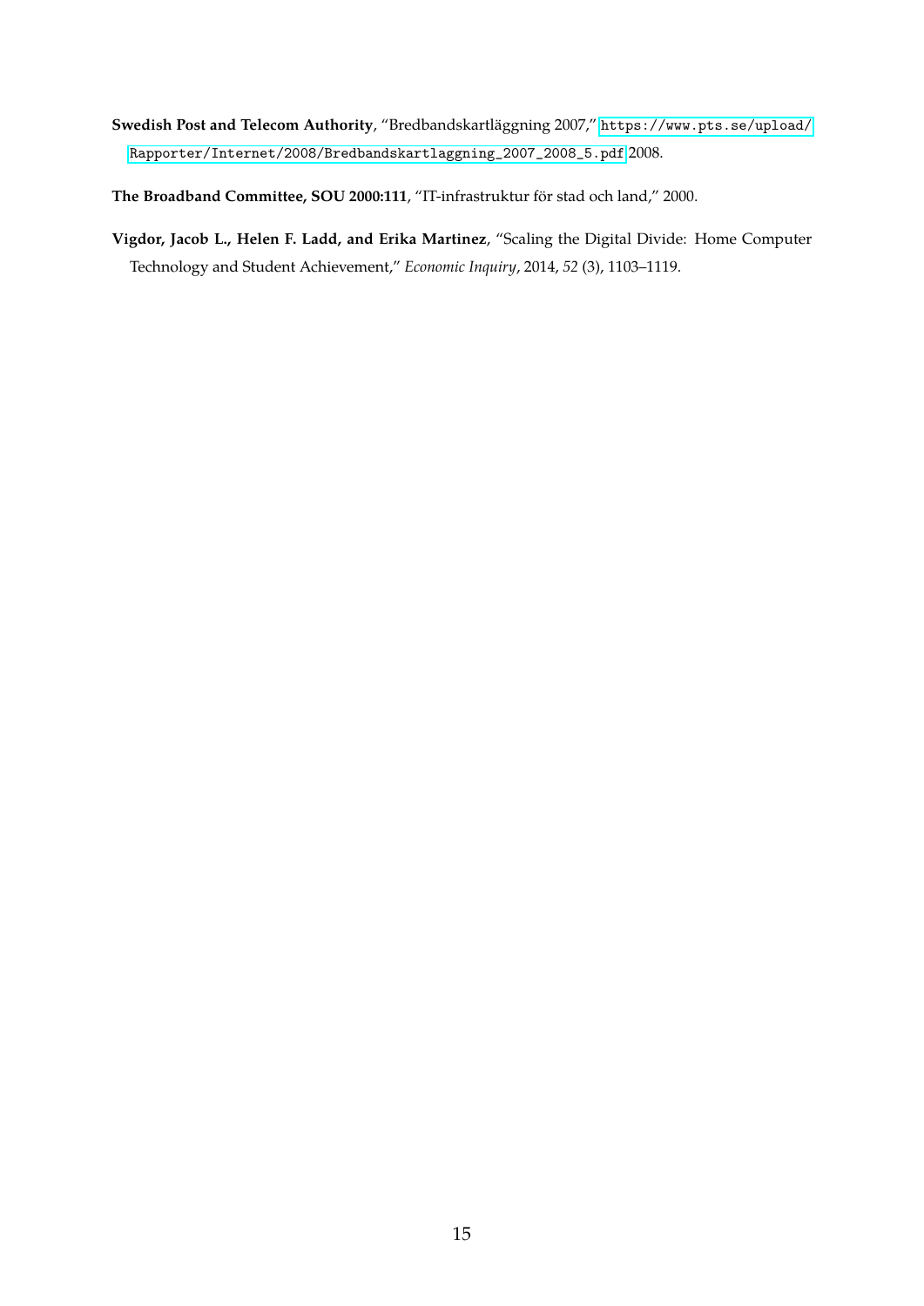**Swedish Post and Telecom Authority**, "Bredbandskartläggning 2007," https://www.pts.se/upload/Rapporter/Internet/2008/Bredbandskartlaggning_2007_2008_5.pdf 2008.

**The Broadband Committee, SOU 2000:111**, "IT-infrastruktur för stad och land," 2000.

**Vigdor, Jacob L., Helen F. Ladd, and Erika Martinez**, "Scaling the Digital Divide: Home Computer Technology and Student Achievement," *Economic Inquiry*, 2014, *52* (3), 1103–1119.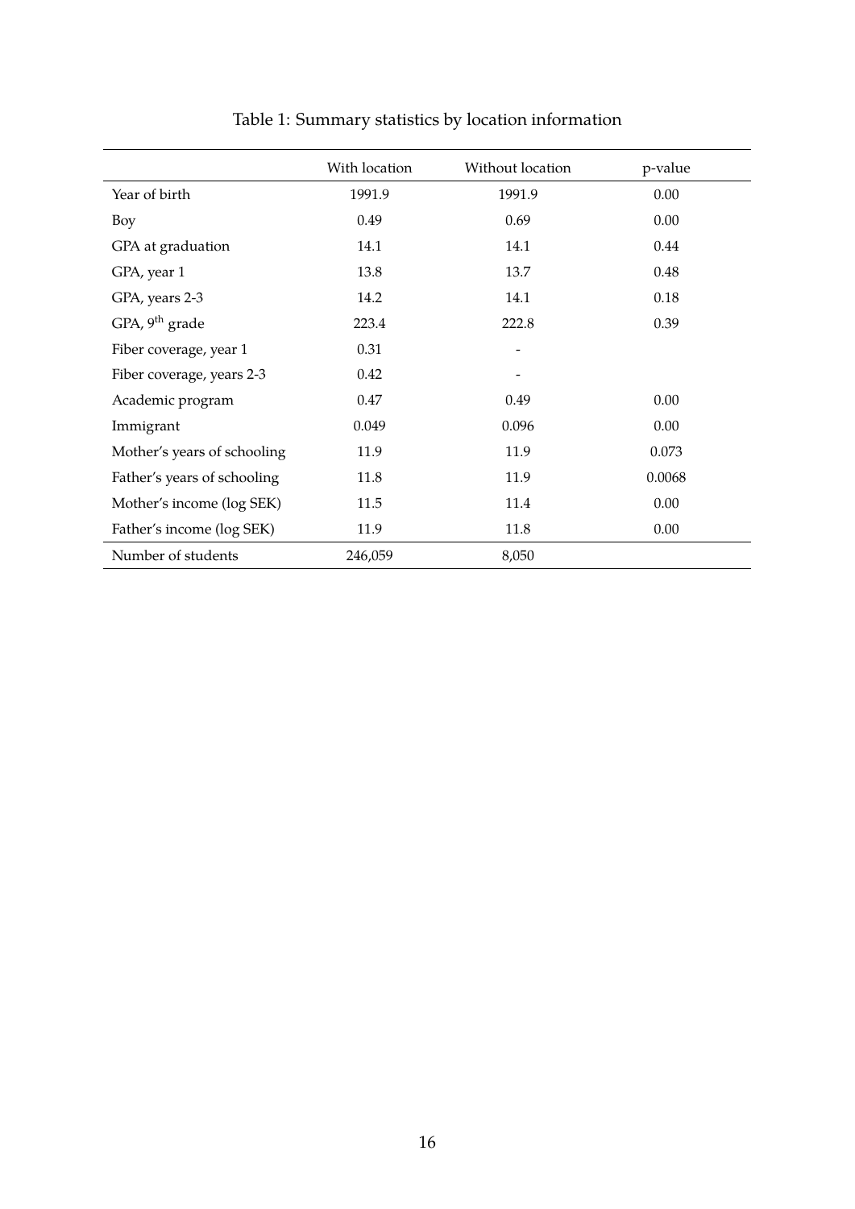Table 1: Summary statistics by location information

| | With location | Without location | p-value |
|---|---|---|---|
| Year of birth | 1991.9 | 1991.9 | 0.00 |
| Boy | 0.49 | 0.69 | 0.00 |
| GPA at graduation | 14.1 | 14.1 | 0.44 |
| GPA, year 1 | 13.8 | 13.7 | 0.48 |
| GPA, years 2-3 | 14.2 | 14.1 | 0.18 |
| GPA, $9^{th}$ grade | 223.4 | 222.8 | 0.39 |
| Fiber coverage, year 1 | 0.31 | - | |
| Fiber coverage, years 2-3 | 0.42 | - | |
| Academic program | 0.47 | 0.49 | 0.00 |
| Immigrant | 0.049 | 0.096 | 0.00 |
| Mother's years of schooling | 11.9 | 11.9 | 0.073 |
| Father's years of schooling | 11.8 | 11.9 | 0.0068 |
| Mother's income (log SEK) | 11.5 | 11.4 | 0.00 |
| Father's income (log SEK) | 11.9 | 11.8 | 0.00 |
| Number of students | 246,059 | 8,050 | |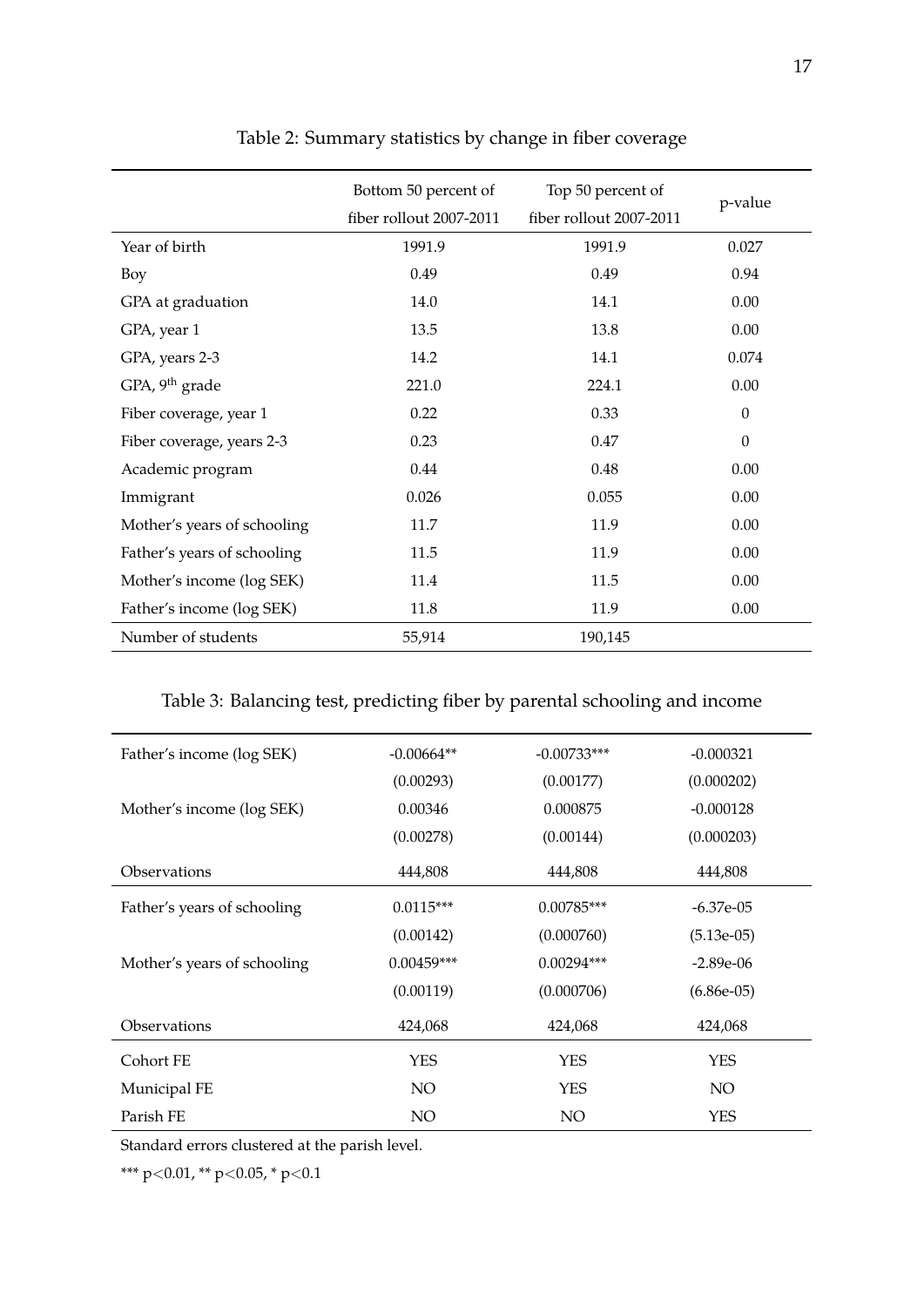Table 2: Summary statistics by change in fiber coverage

| | Bottom 50 percent of fiber rollout 2007-2011 | Top 50 percent of fiber rollout 2007-2011 | p-value |
|---|---|---|---|
| Year of birth | 1991.9 | 1991.9 | 0.027 |
| Boy | 0.49 | 0.49 | 0.94 |
| GPA at graduation | 14.0 | 14.1 | 0.00 |
| GPA, year 1 | 13.5 | 13.8 | 0.00 |
| GPA, years 2-3 | 14.2 | 14.1 | 0.074 |
| GPA, 9th grade | 221.0 | 224.1 | 0.00 |
| Fiber coverage, year 1 | 0.22 | 0.33 | 0 |
| Fiber coverage, years 2-3 | 0.23 | 0.47 | 0 |
| Academic program | 0.44 | 0.48 | 0.00 |
| Immigrant | 0.026 | 0.055 | 0.00 |
| Mother's years of schooling | 11.7 | 11.9 | 0.00 |
| Father's years of schooling | 11.5 | 11.9 | 0.00 |
| Mother's income (log SEK) | 11.4 | 11.5 | 0.00 |
| Father's income (log SEK) | 11.8 | 11.9 | 0.00 |
| Number of students | 55,914 | 190,145 | |

Table 3: Balancing test, predicting fiber by parental schooling and income

| | | | |
|---|---|---|---|
| Father's income (log SEK) | -0.00664** | -0.00733*** | -0.000321 |
| | (0.00293) | (0.00177) | (0.000202) |
| Mother's income (log SEK) | 0.00346 | 0.000875 | -0.000128 |
| | (0.00278) | (0.00144) | (0.000203) |
| Observations | 444,808 | 444,808 | 444,808 |
| Father's years of schooling | 0.0115*** | 0.00785*** | -6.37e-05 |
| | (0.00142) | (0.000760) | (5.13e-05) |
| Mother's years of schooling | 0.00459*** | 0.00294*** | -2.89e-06 |
| | (0.00119) | (0.000706) | (6.86e-05) |
| Observations | 424,068 | 424,068 | 424,068 |
| Cohort FE | YES | YES | YES |
| Municipal FE | NO | YES | NO |
| Parish FE | NO | NO | YES |

Standard errors clustered at the parish level.

*** $p<0.01$, ** $p<0.05$, * $p<0.1$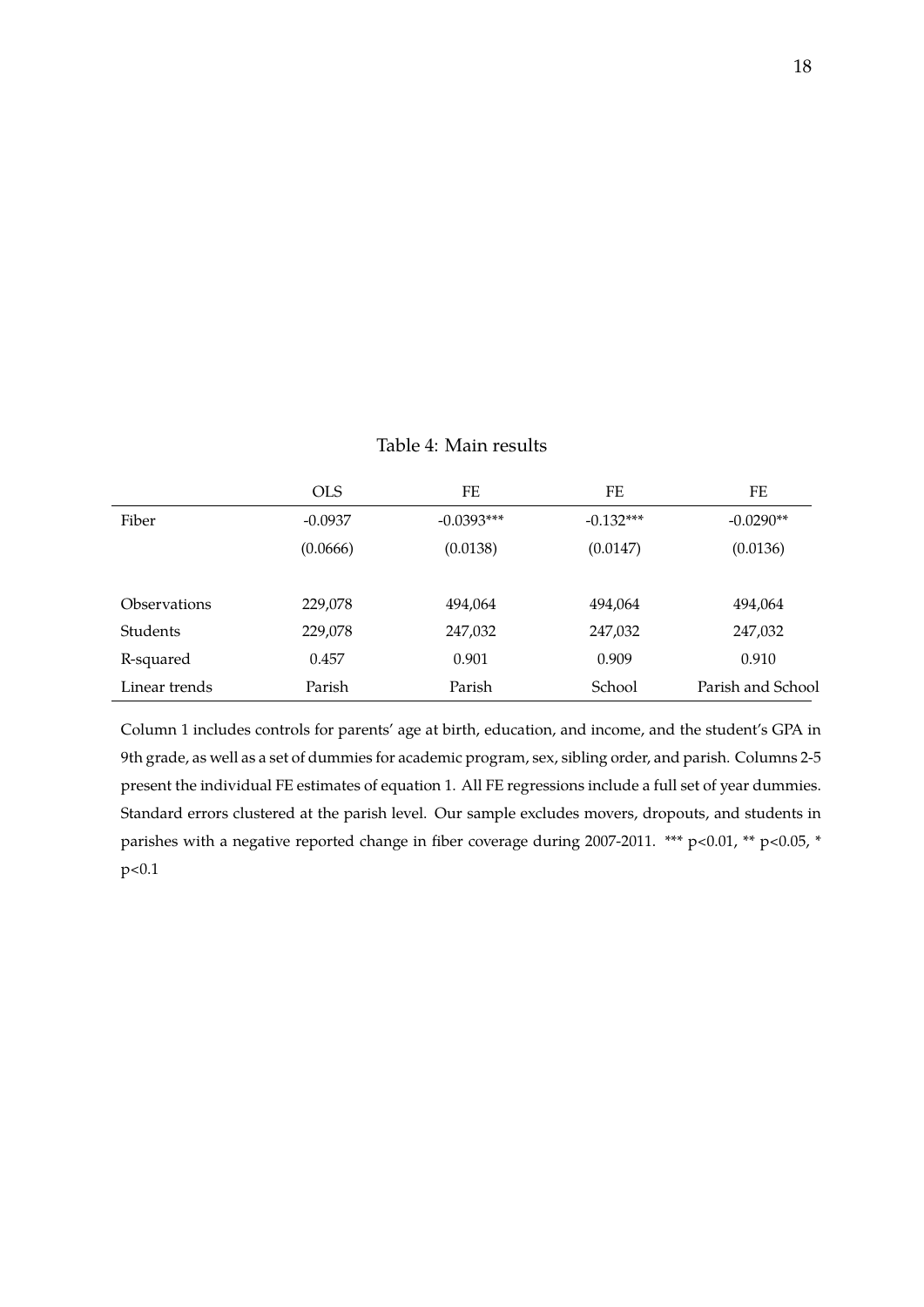Table 4: Main results

| | OLS | FE | FE | FE |
|---|---|---|---|---|
| Fiber | -0.0937 | -0.0393*** | -0.132*** | -0.0290** |
| | (0.0666) | (0.0138) | (0.0147) | (0.0136) |
| | | | | |
| Observations | 229,078 | 494,064 | 494,064 | 494,064 |
| Students | 229,078 | 247,032 | 247,032 | 247,032 |
| R-squared | 0.457 | 0.901 | 0.909 | 0.910 |
| Linear trends | Parish | Parish | School | Parish and School |

Column 1 includes controls for parents' age at birth, education, and income, and the student's GPA in 9th grade, as well as a set of dummies for academic program, sex, sibling order, and parish. Columns 2-5 present the individual FE estimates of equation 1. All FE regressions include a full set of year dummies. Standard errors clustered at the parish level. Our sample excludes movers, dropouts, and students in parishes with a negative reported change in fiber coverage during 2007-2011. *** $p<0.01$, ** $p<0.05$, * $p<0.1$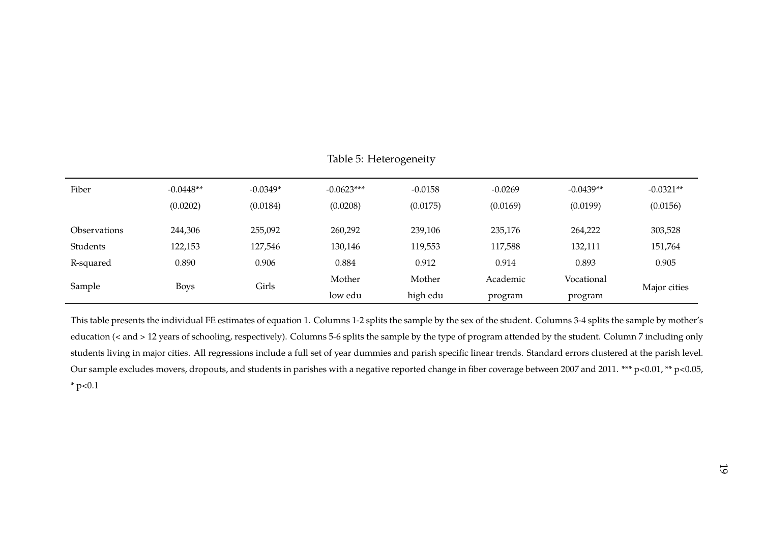Table 5: Heterogeneity

| Fiber | -0.0448** | -0.0349* | -0.0623*** | -0.0158 | -0.0269 | -0.0439** | -0.0321** |
|---|---|---|---|---|---|---|---|
| | (0.0202) | (0.0184) | (0.0208) | (0.0175) | (0.0169) | (0.0199) | (0.0156) |
| Observations | 244,306 | 255,092 | 260,292 | 239,106 | 235,176 | 264,222 | 303,528 |
| Students | 122,153 | 127,546 | 130,146 | 119,553 | 117,588 | 132,111 | 151,764 |
| R-squared | 0.890 | 0.906 | 0.884 | 0.912 | 0.914 | 0.893 | 0.905 |
| Sample | Boys | Girls | Mother low edu | Mother high edu | Academic program | Vocational program | Major cities |

This table presents the individual FE estimates of equation 1. Columns 1-2 splits the sample by the sex of the student. Columns 3-4 splits the sample by mother's education (< and > 12 years of schooling, respectively). Columns 5-6 splits the sample by the type of program attended by the student. Column 7 including only students living in major cities. All regressions include a full set of year dummies and parish specific linear trends. Standard errors clustered at the parish level. Our sample excludes movers, dropouts, and students in parishes with a negative reported change in fiber coverage between 2007 and 2011. *** $p<0.01$, ** $p<0.05$, * $p<0.1$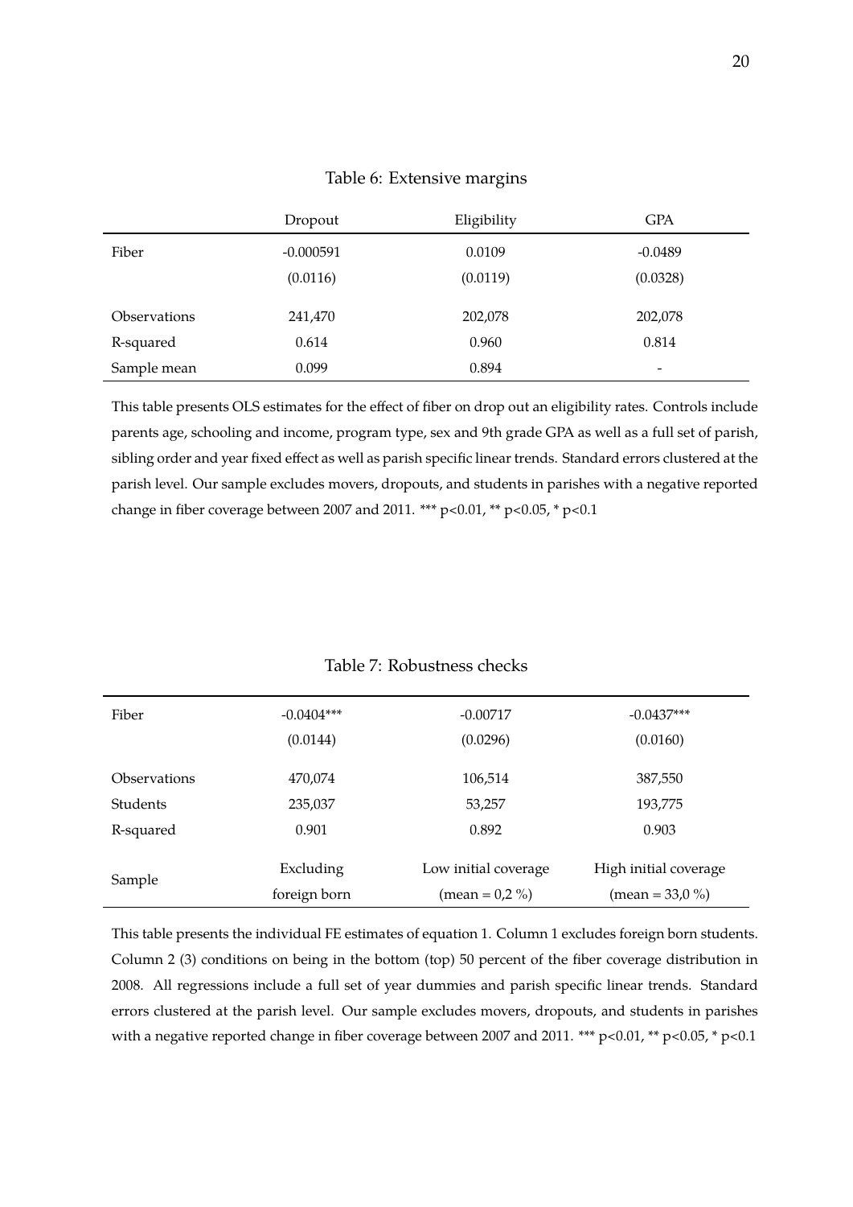Table 6: Extensive margins

| | Dropout | Eligibility | GPA |
|---|---|---|---|
| Fiber | -0.000591 | 0.0109 | -0.0489 |
| | (0.0116) | (0.0119) | (0.0328) |
| Observations | 241,470 | 202,078 | 202,078 |
| R-squared | 0.614 | 0.960 | 0.814 |
| Sample mean | 0.099 | 0.894 | - |

This table presents OLS estimates for the effect of fiber on drop out an eligibility rates. Controls include parents age, schooling and income, program type, sex and 9th grade GPA as well as a full set of parish, sibling order and year fixed effect as well as parish specific linear trends. Standard errors clustered at the parish level. Our sample excludes movers, dropouts, and students in parishes with a negative reported change in fiber coverage between 2007 and 2011. *** p<0.01, ** p<0.05, * p<0.1

Table 7: Robustness checks

| | | | |
|---|---|---|---|
| Fiber | -0.0404*** | -0.00717 | -0.0437*** |
| | (0.0144) | (0.0296) | (0.0160) |
| Observations | 470,074 | 106,514 | 387,550 |
| Students | 235,037 | 53,257 | 193,775 |
| R-squared | 0.901 | 0.892 | 0.903 |
| Sample | Excluding foreign born | Low initial coverage (mean = 0,2 %) | High initial coverage (mean = 33,0 %) |

This table presents the individual FE estimates of equation 1. Column 1 excludes foreign born students. Column 2 (3) conditions on being in the bottom (top) 50 percent of the fiber coverage distribution in 2008. All regressions include a full set of year dummies and parish specific linear trends. Standard errors clustered at the parish level. Our sample excludes movers, dropouts, and students in parishes with a negative reported change in fiber coverage between 2007 and 2011. *** p<0.01, ** p<0.05, * p<0.1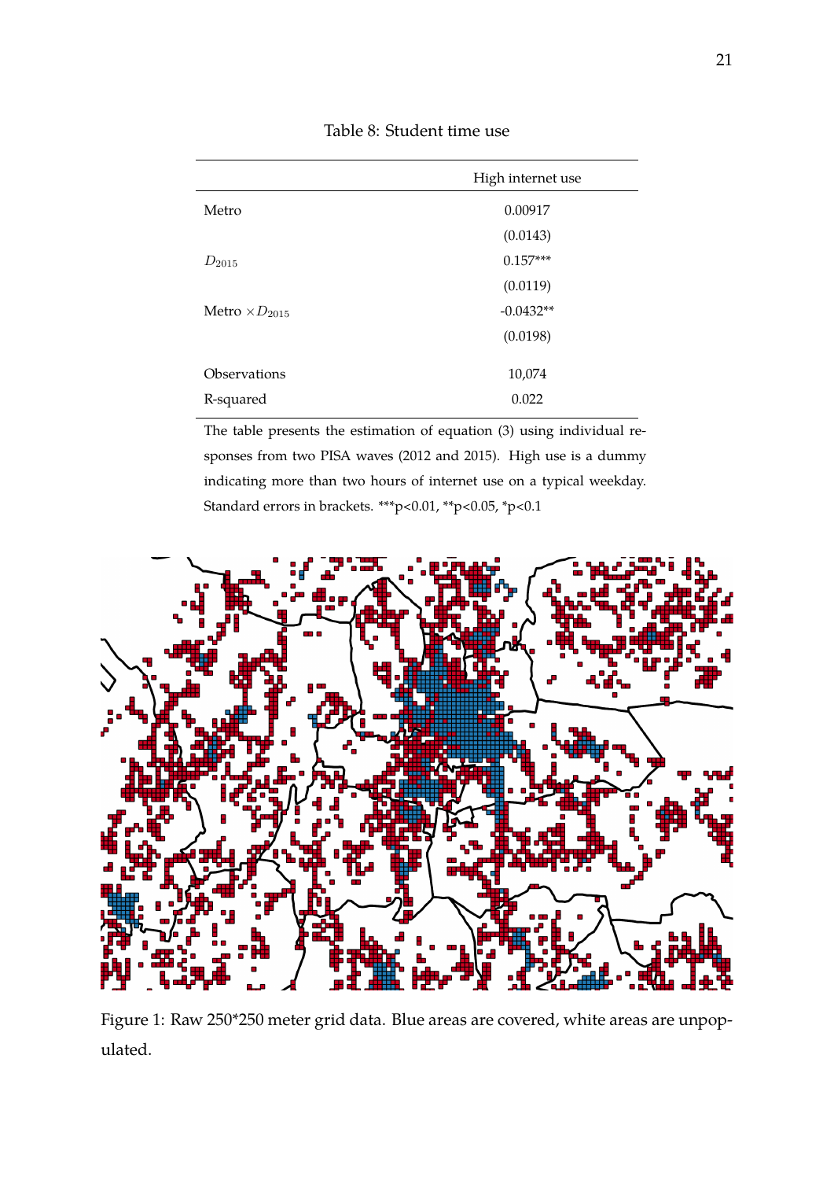Table 8: Student time use

| | High internet use |
|---|---|
| Metro | 0.00917 |
| | (0.0143) |
| $D_{2015}$ | 0.157*** |
| | (0.0119) |
| Metro $\times D_{2015}$ | -0.0432** |
| | (0.0198) |
| Observations | 10,074 |
| R-squared | 0.022 |

The table presents the estimation of equation (3) using individual responses from two PISA waves (2012 and 2015). High use is a dummy indicating more than two hours of internet use on a typical weekday. Standard errors in brackets. ***p<0.01, **p<0.05, *p<0.1

Figure 1: Raw 250*250 meter grid data. Blue areas are covered, white areas are unpopulated.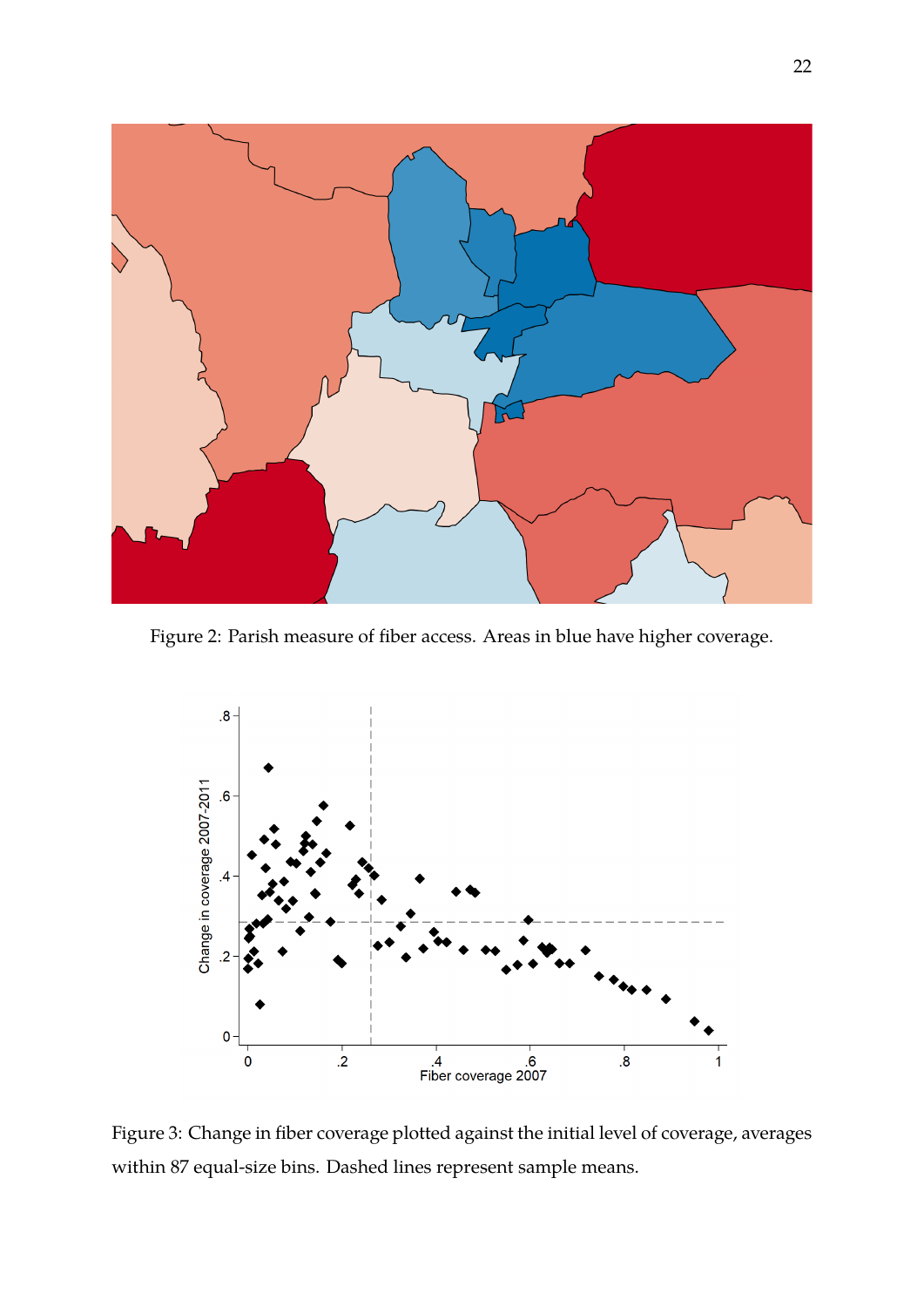Figure 2: Parish measure of fiber access. Areas in blue have higher coverage.

Figure 3: Change in fiber coverage plotted against the initial level of coverage, averages within 87 equal-size bins. Dashed lines represent sample means.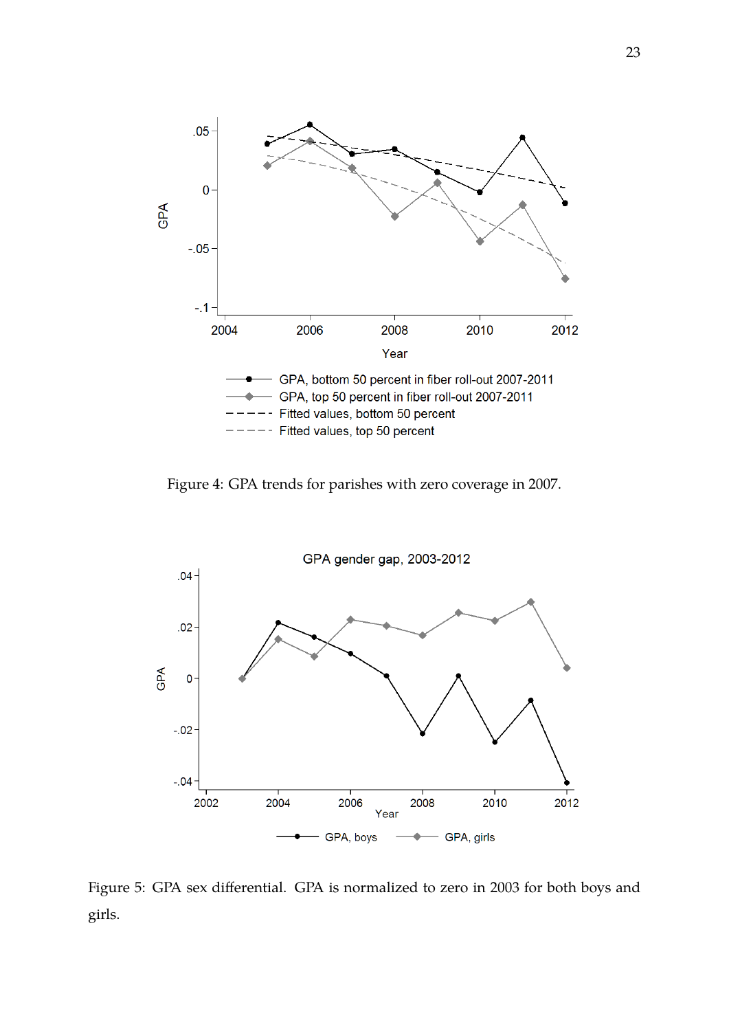Figure 4: GPA trends for parishes with zero coverage in 2007.

Figure 5: GPA sex differential. GPA is normalized to zero in 2003 for both boys and girls.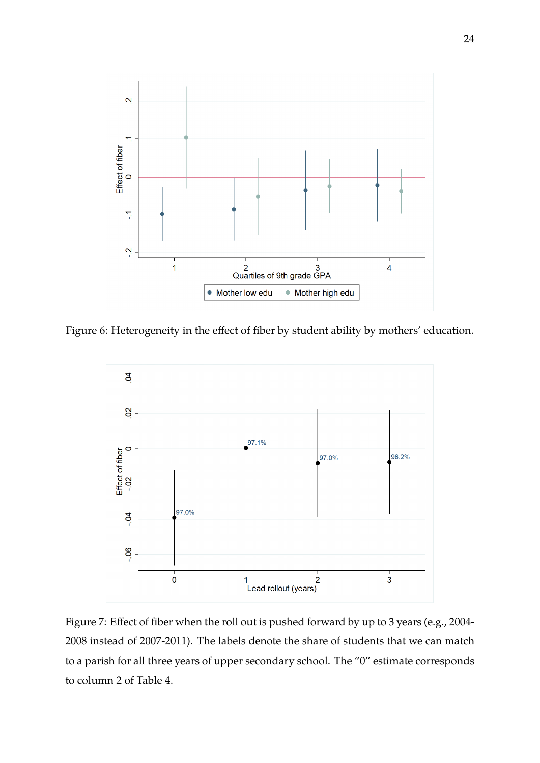Figure 6: Heterogeneity in the effect of fiber by student ability by mothers' education.

Figure 7: Effect of fiber when the roll out is pushed forward by up to 3 years (e.g., 2004-2008 instead of 2007-2011). The labels denote the share of students that we can match to a parish for all three years of upper secondary school. The "0" estimate corresponds to column 2 of Table 4.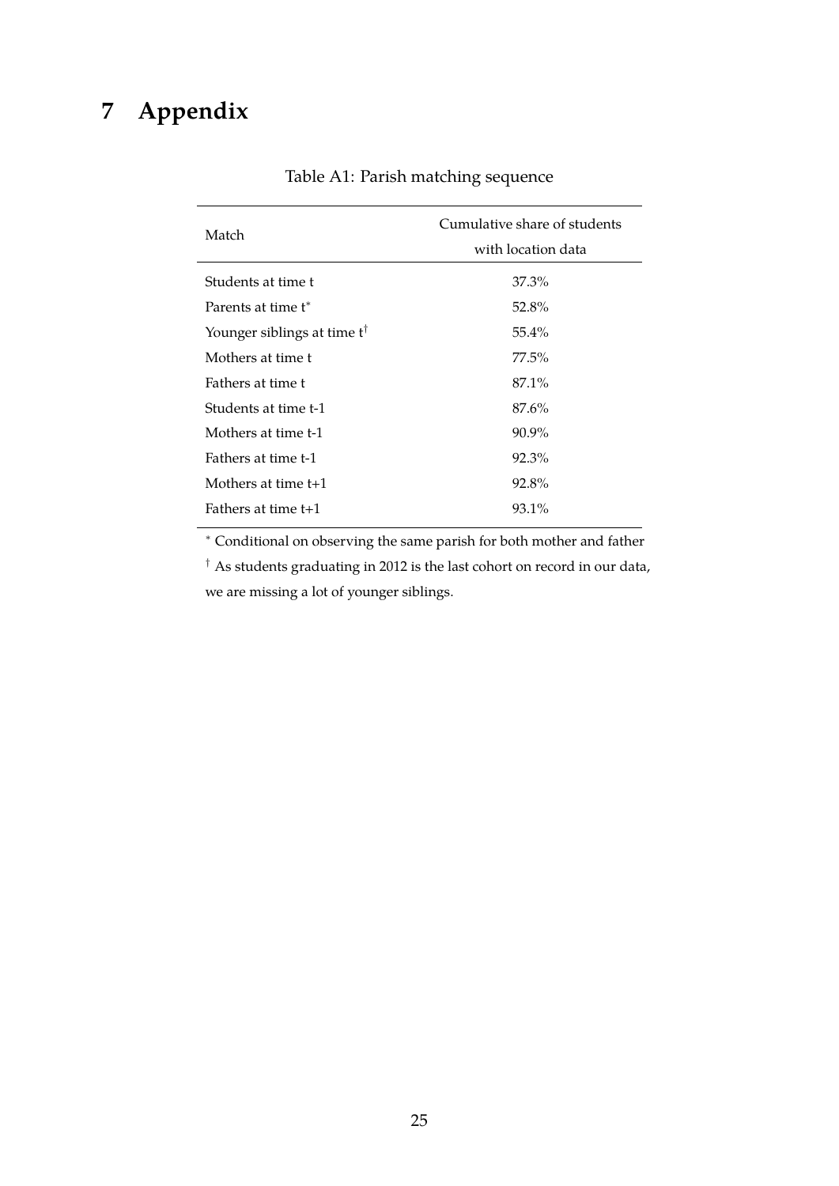# 7 Appendix

Table A1: Parish matching sequence

| Match | Cumulative share of students with location data |
|---|---|
| Students at time t | 37.3% |
| Parents at time t* | 52.8% |
| Younger siblings at time t† | 55.4% |
| Mothers at time t | 77.5% |
| Fathers at time t | 87.1% |
| Students at time t-1 | 87.6% |
| Mothers at time t-1 | 90.9% |
| Fathers at time t-1 | 92.3% |
| Mothers at time t+1 | 92.8% |
| Fathers at time t+1 | 93.1% |

* Conditional on observing the same parish for both mother and father

† As students graduating in 2012 is the last cohort on record in our data, we are missing a lot of younger siblings.